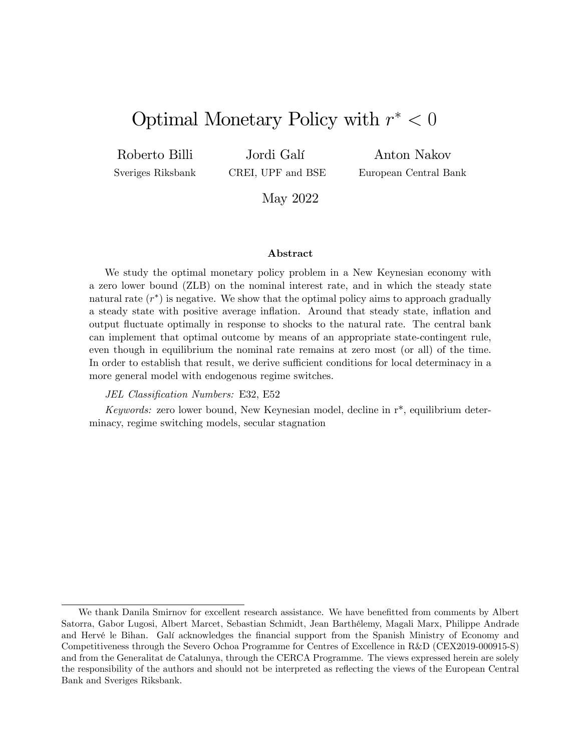# Optimal Monetary Policy with $r^* < 0$

Roberto Billi
Sveriges Riksbank

Jordi Galí
CREI, UPF and BSE

Anton Nakov
European Central Bank

May 2022

### Abstract

We study the optimal monetary policy problem in a New Keynesian economy with a zero lower bound (ZLB) on the nominal interest rate, and in which the steady state natural rate ($r^*$) is negative. We show that the optimal policy aims to approach gradually a steady state with positive average inflation. Around that steady state, inflation and output fluctuate optimally in response to shocks to the natural rate. The central bank can implement that optimal outcome by means of an appropriate state-contingent rule, even though in equilibrium the nominal rate remains at zero most (or all) of the time. In order to establish that result, we derive sufficient conditions for local determinacy in a more general model with endogenous regime switches.

*JEL Classification Numbers:* E32, E52

*Keywords:* zero lower bound, New Keynesian model, decline in r*, equilibrium determinacy, regime switching models, secular stagnation

---

We thank Danila Smirnov for excellent research assistance. We have benefitted from comments by Albert Satorra, Gabor Lugosi, Albert Marcet, Sebastian Schmidt, Jean Barthélemy, Magali Marx, Philippe Andrade and Hervé le Bihan. Galí acknowledges the financial support from the Spanish Ministry of Economy and Competitiveness through the Severo Ochoa Programme for Centres of Excellence in R&D (CEX2019-000915-S) and from the Generalitat de Catalunya, through the CERCA Programme. The views expressed herein are solely the responsibility of the authors and should not be interpreted as reflecting the views of the European Central Bank and Sveriges Riksbank.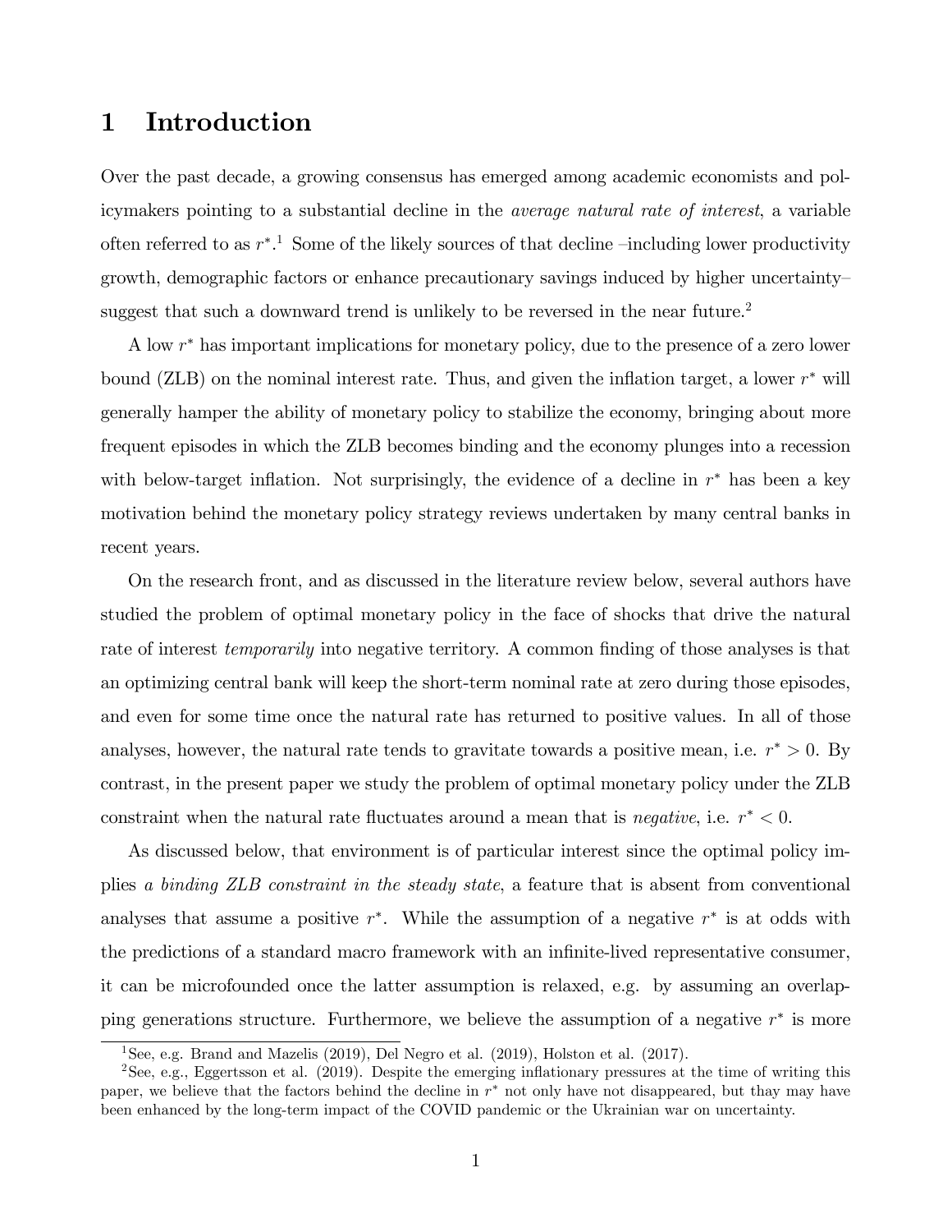# 1 Introduction

Over the past decade, a growing consensus has emerged among academic economists and policymakers pointing to a substantial decline in the *average natural rate of interest*, a variable often referred to as $r^*$.[1] Some of the likely sources of that decline –including lower productivity growth, demographic factors or enhance precautionary savings induced by higher uncertainty– suggest that such a downward trend is unlikely to be reversed in the near future.[2]

A low $r^*$ has important implications for monetary policy, due to the presence of a zero lower bound (ZLB) on the nominal interest rate. Thus, and given the inflation target, a lower $r^*$ will generally hamper the ability of monetary policy to stabilize the economy, bringing about more frequent episodes in which the ZLB becomes binding and the economy plunges into a recession with below-target inflation. Not surprisingly, the evidence of a decline in $r^*$ has been a key motivation behind the monetary policy strategy reviews undertaken by many central banks in recent years.

On the research front, and as discussed in the literature review below, several authors have studied the problem of optimal monetary policy in the face of shocks that drive the natural rate of interest *temporarily* into negative territory. A common finding of those analyses is that an optimizing central bank will keep the short-term nominal rate at zero during those episodes, and even for some time once the natural rate has returned to positive values. In all of those analyses, however, the natural rate tends to gravitate towards a positive mean, i.e. $r^* > 0$. By contrast, in the present paper we study the problem of optimal monetary policy under the ZLB constraint when the natural rate fluctuates around a mean that is *negative*, i.e. $r^* < 0$.

As discussed below, that environment is of particular interest since the optimal policy implies *a binding ZLB constraint in the steady state*, a feature that is absent from conventional analyses that assume a positive $r^*$. While the assumption of a negative $r^*$ is at odds with the predictions of a standard macro framework with an infinite-lived representative consumer, it can be microfounded once the latter assumption is relaxed, e.g. by assuming an overlapping generations structure. Furthermore, we believe the assumption of a negative $r^*$ is more

[1] See, e.g. Brand and Mazelis (2019), Del Negro et al. (2019), Holston et al. (2017).

[2] See, e.g., Eggertsson et al. (2019). Despite the emerging inflationary pressures at the time of writing this paper, we believe that the factors behind the decline in $r^*$ not only have not disappeared, but thay may have been enhanced by the long-term impact of the COVID pandemic or the Ukrainian war on uncertainty.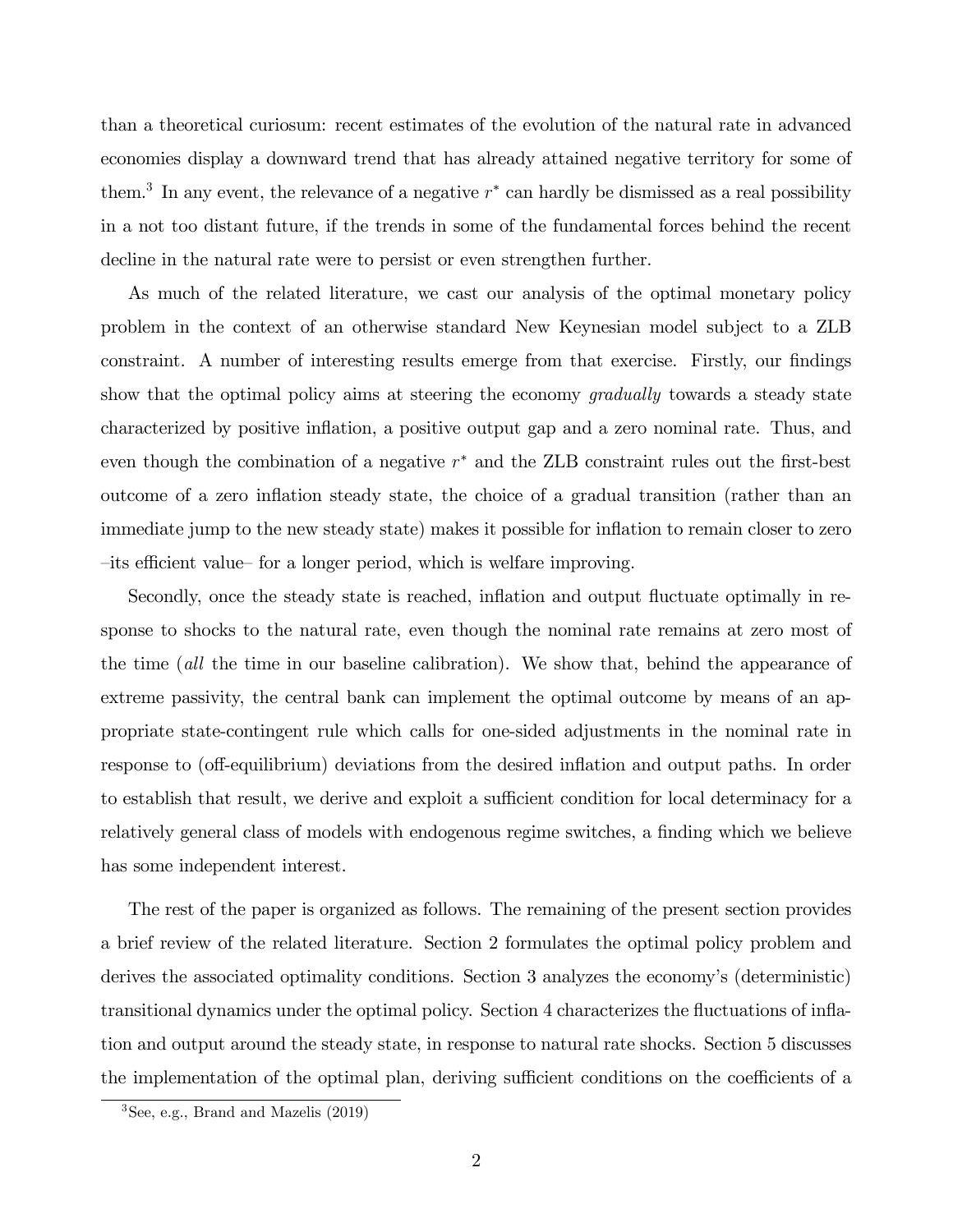than a theoretical curiosum: recent estimates of the evolution of the natural rate in advanced economies display a downward trend that has already attained negative territory for some of them.[3] In any event, the relevance of a negative $r^*$ can hardly be dismissed as a real possibility in a not too distant future, if the trends in some of the fundamental forces behind the recent decline in the natural rate were to persist or even strengthen further.

As much of the related literature, we cast our analysis of the optimal monetary policy problem in the context of an otherwise standard New Keynesian model subject to a ZLB constraint. A number of interesting results emerge from that exercise. Firstly, our findings show that the optimal policy aims at steering the economy *gradually* towards a steady state characterized by positive inflation, a positive output gap and a zero nominal rate. Thus, and even though the combination of a negative $r^*$ and the ZLB constraint rules out the first-best outcome of a zero inflation steady state, the choice of a gradual transition (rather than an immediate jump to the new steady state) makes it possible for inflation to remain closer to zero –its efficient value– for a longer period, which is welfare improving.

Secondly, once the steady state is reached, inflation and output fluctuate optimally in response to shocks to the natural rate, even though the nominal rate remains at zero most of the time (*all* the time in our baseline calibration). We show that, behind the appearance of extreme passivity, the central bank can implement the optimal outcome by means of an appropriate state-contingent rule which calls for one-sided adjustments in the nominal rate in response to (off-equilibrium) deviations from the desired inflation and output paths. In order to establish that result, we derive and exploit a sufficient condition for local determinacy for a relatively general class of models with endogenous regime switches, a finding which we believe has some independent interest.

The rest of the paper is organized as follows. The remaining of the present section provides a brief review of the related literature. Section 2 formulates the optimal policy problem and derives the associated optimality conditions. Section 3 analyzes the economy's (deterministic) transitional dynamics under the optimal policy. Section 4 characterizes the fluctuations of inflation and output around the steady state, in response to natural rate shocks. Section 5 discusses the implementation of the optimal plan, deriving sufficient conditions on the coefficients of a

[3] See, e.g., Brand and Mazelis (2019)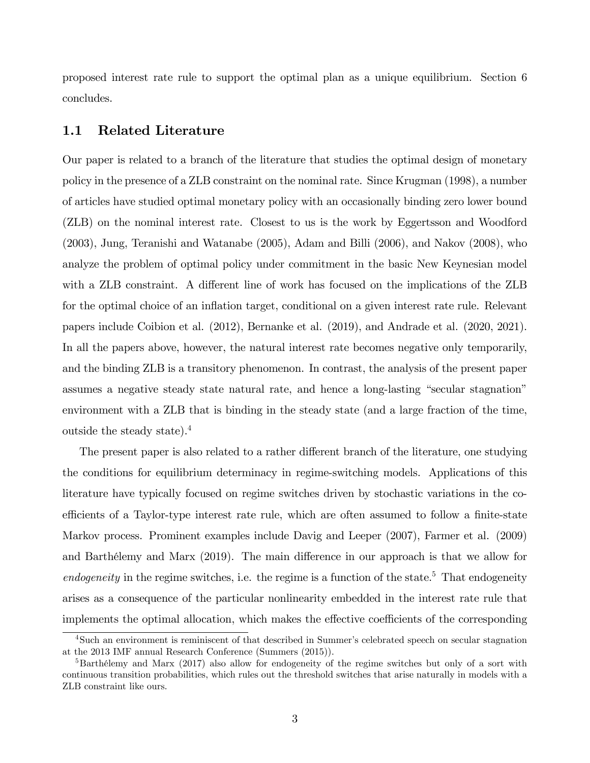proposed interest rate rule to support the optimal plan as a unique equilibrium. Section 6 concludes.

## 1.1 Related Literature

Our paper is related to a branch of the literature that studies the optimal design of monetary policy in the presence of a ZLB constraint on the nominal rate. Since Krugman (1998), a number of articles have studied optimal monetary policy with an occasionally binding zero lower bound (ZLB) on the nominal interest rate. Closest to us is the work by Eggertsson and Woodford (2003), Jung, Teranishi and Watanabe (2005), Adam and Billi (2006), and Nakov (2008), who analyze the problem of optimal policy under commitment in the basic New Keynesian model with a ZLB constraint. A different line of work has focused on the implications of the ZLB for the optimal choice of an inflation target, conditional on a given interest rate rule. Relevant papers include Coibion et al. (2012), Bernanke et al. (2019), and Andrade et al. (2020, 2021). In all the papers above, however, the natural interest rate becomes negative only temporarily, and the binding ZLB is a transitory phenomenon. In contrast, the analysis of the present paper assumes a negative steady state natural rate, and hence a long-lasting "secular stagnation" environment with a ZLB that is binding in the steady state (and a large fraction of the time, outside the steady state).[4]

The present paper is also related to a rather different branch of the literature, one studying the conditions for equilibrium determinacy in regime-switching models. Applications of this literature have typically focused on regime switches driven by stochastic variations in the coefficients of a Taylor-type interest rate rule, which are often assumed to follow a finite-state Markov process. Prominent examples include Davig and Leeper (2007), Farmer et al. (2009) and Barthélemy and Marx (2019). The main difference in our approach is that we allow for *endogeneity* in the regime switches, i.e. the regime is a function of the state.[5] That endogeneity arises as a consequence of the particular nonlinearity embedded in the interest rate rule that implements the optimal allocation, which makes the effective coefficients of the corresponding

[4] Such an environment is reminiscent of that described in Summer's celebrated speech on secular stagnation at the 2013 IMF annual Research Conference (Summers (2015)).

[5] Barthélemy and Marx (2017) also allow for endogeneity of the regime switches but only of a sort with continuous transition probabilities, which rules out the threshold switches that arise naturally in models with a ZLB constraint like ours.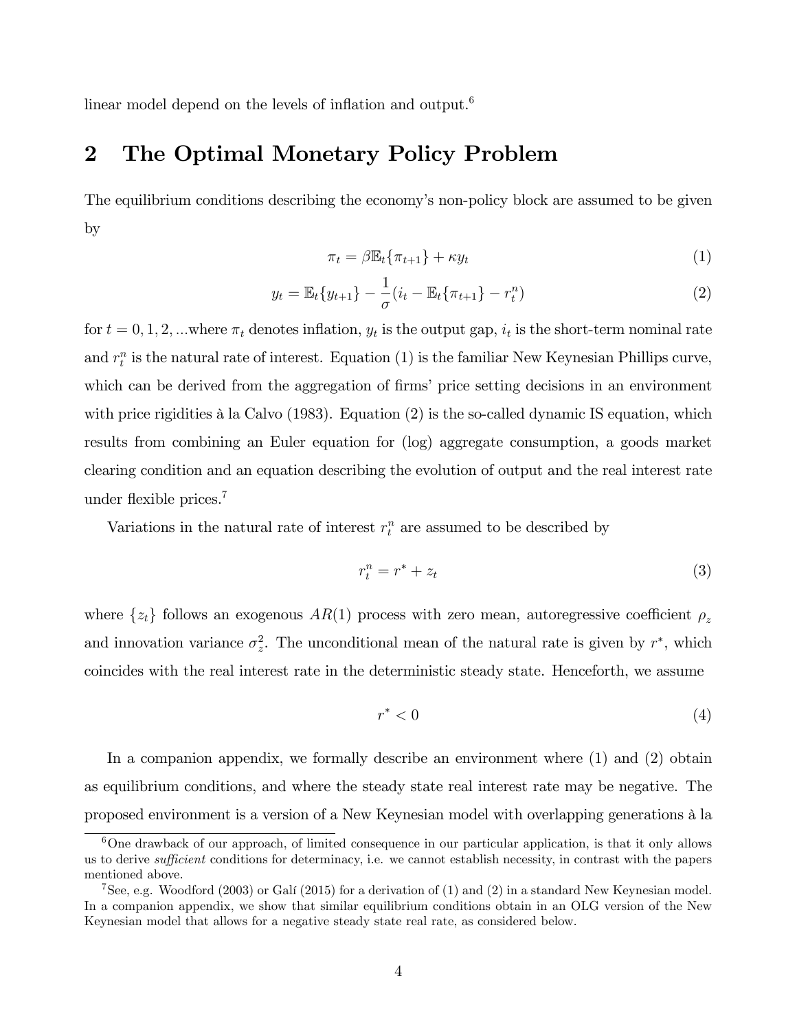linear model depend on the levels of inflation and output.[6]

## 2 The Optimal Monetary Policy Problem

The equilibrium conditions describing the economy's non-policy block are assumed to be given by

$$\pi_t = \beta \mathbb{E}_t\{\pi_{t+1}\} + \kappa y_t \tag{1}$$

$$y_t = \mathbb{E}_t\{y_{t+1}\} - \frac{1}{\sigma}(i_t - \mathbb{E}_t\{\pi_{t+1}\} - r_t^n) \tag{2}$$

for $t = 0, 1, 2, ...$where $\pi_t$ denotes inflation, $y_t$ is the output gap, $i_t$ is the short-term nominal rate and $r_t^n$ is the natural rate of interest. Equation (1) is the familiar New Keynesian Phillips curve, which can be derived from the aggregation of firms' price setting decisions in an environment with price rigidities à la Calvo (1983). Equation (2) is the so-called dynamic IS equation, which results from combining an Euler equation for (log) aggregate consumption, a goods market clearing condition and an equation describing the evolution of output and the real interest rate under flexible prices.[7]

Variations in the natural rate of interest $r_t^n$ are assumed to be described by

$$r_t^n = r^* + z_t \tag{3}$$

where $\{z_t\}$ follows an exogenous $AR(1)$ process with zero mean, autoregressive coefficient $\rho_z$ and innovation variance $\sigma_z^2$. The unconditional mean of the natural rate is given by $r^*$, which coincides with the real interest rate in the deterministic steady state. Henceforth, we assume

$$r^* < 0 \tag{4}$$

In a companion appendix, we formally describe an environment where (1) and (2) obtain as equilibrium conditions, and where the steady state real interest rate may be negative. The proposed environment is a version of a New Keynesian model with overlapping generations à la

---

[6] One drawback of our approach, of limited consequence in our particular application, is that it only allows us to derive *sufficient* conditions for determinacy, i.e. we cannot establish necessity, in contrast with the papers mentioned above.

[7] See, e.g. Woodford (2003) or Galí (2015) for a derivation of (1) and (2) in a standard New Keynesian model. In a companion appendix, we show that similar equilibrium conditions obtain in an OLG version of the New Keynesian model that allows for a negative steady state real rate, as considered below.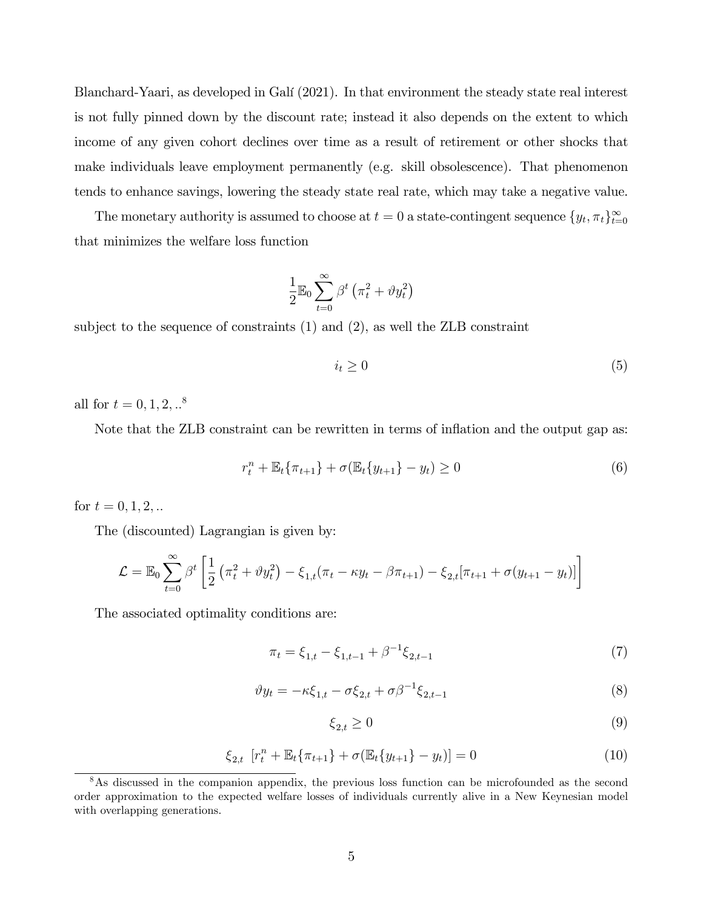Blanchard-Yaari, as developed in Galí (2021). In that environment the steady state real interest is not fully pinned down by the discount rate; instead it also depends on the extent to which income of any given cohort declines over time as a result of retirement or other shocks that make individuals leave employment permanently (e.g. skill obsolescence). That phenomenon tends to enhance savings, lowering the steady state real rate, which may take a negative value.

The monetary authority is assumed to choose at $t = 0$ a state-contingent sequence $\{y_t, \pi_t\}_{t=0}^{\infty}$ that minimizes the welfare loss function

$$\frac{1}{2}\mathbb{E}_0 \sum_{t=0}^{\infty} \beta^t \left(\pi_t^2 + \vartheta y_t^2\right)$$

subject to the sequence of constraints (1) and (2), as well the ZLB constraint

$$i_t \geq 0 \tag{5}$$

all for $t = 0, 1, 2, ..$[8]

Note that the ZLB constraint can be rewritten in terms of inflation and the output gap as:

$$r_t^n + \mathbb{E}_t\{\pi_{t+1}\} + \sigma(\mathbb{E}_t\{y_{t+1}\} - y_t) \geq 0 \tag{6}$$

for $t = 0, 1, 2, ..$

The (discounted) Lagrangian is given by:

$$\mathcal{L} = \mathbb{E}_0 \sum_{t=0}^{\infty} \beta^t \left[\frac{1}{2}\left(\pi_t^2 + \vartheta y_t^2\right) - \xi_{1,t}(\pi_t - \kappa y_t - \beta \pi_{t+1}) - \xi_{2,t}[\pi_{t+1} + \sigma(y_{t+1} - y_t)]\right]$$

The associated optimality conditions are:

$$\pi_t = \xi_{1,t} - \xi_{1,t-1} + \beta^{-1}\xi_{2,t-1} \tag{7}$$

$$\vartheta y_t = -\kappa \xi_{1,t} - \sigma \xi_{2,t} + \sigma \beta^{-1} \xi_{2,t-1} \tag{8}$$

$$\xi_{2,t} \geq 0 \tag{9}$$

$$\xi_{2,t} \;\; [r_t^n + \mathbb{E}_t\{\pi_{t+1}\} + \sigma(\mathbb{E}_t\{y_{t+1}\} - y_t)] = 0 \tag{10}$$

[8] As discussed in the companion appendix, the previous loss function can be microfounded as the second order approximation to the expected welfare losses of individuals currently alive in a New Keynesian model with overlapping generations.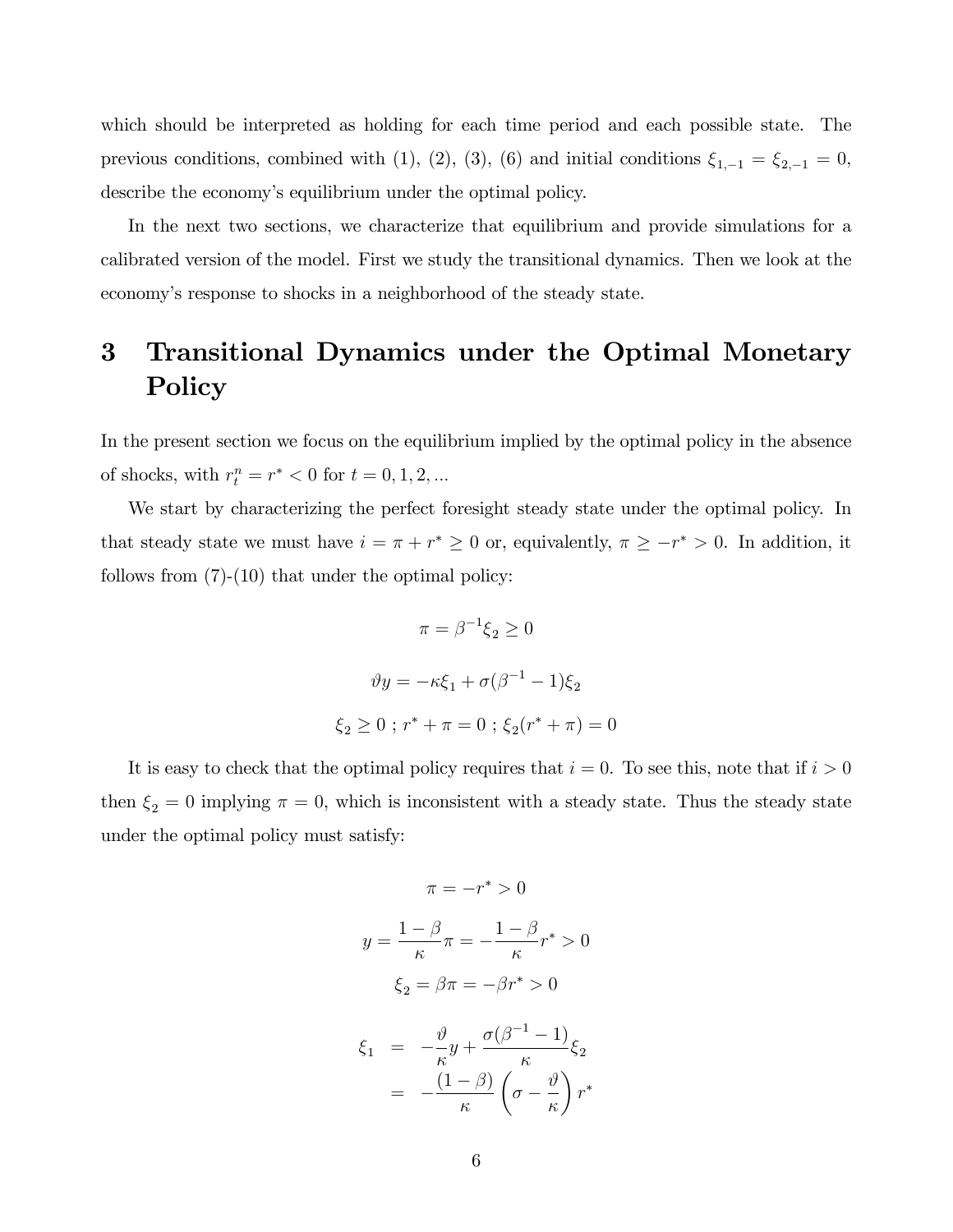which should be interpreted as holding for each time period and each possible state. The previous conditions, combined with (1), (2), (3), (6) and initial conditions $\xi_{1,-1} = \xi_{2,-1} = 0$, describe the economy's equilibrium under the optimal policy.

In the next two sections, we characterize that equilibrium and provide simulations for a calibrated version of the model. First we study the transitional dynamics. Then we look at the economy's response to shocks in a neighborhood of the steady state.

# 3 Transitional Dynamics under the Optimal Monetary Policy

In the present section we focus on the equilibrium implied by the optimal policy in the absence of shocks, with $r_t^n = r^* < 0$ for $t = 0, 1, 2, ...$

We start by characterizing the perfect foresight steady state under the optimal policy. In that steady state we must have $i = \pi + r^* \geq 0$ or, equivalently, $\pi \geq -r^* > 0$. In addition, it follows from (7)-(10) that under the optimal policy:

$$\pi = \beta^{-1}\xi_2 \geq 0$$

$$\vartheta y = -\kappa \xi_1 + \sigma(\beta^{-1} - 1)\xi_2$$

$$\xi_2 \geq 0 \ ; \ r^* + \pi = 0 \ ; \ \xi_2(r^* + \pi) = 0$$

It is easy to check that the optimal policy requires that $i = 0$. To see this, note that if $i > 0$ then $\xi_2 = 0$ implying $\pi = 0$, which is inconsistent with a steady state. Thus the steady state under the optimal policy must satisfy:

$$\pi = -r^* > 0$$

$$y = \frac{1-\beta}{\kappa}\pi = -\frac{1-\beta}{\kappa}r^* > 0$$

$$\xi_2 = \beta\pi = -\beta r^* > 0$$

$$\begin{aligned}
\xi_1 &= -\frac{\vartheta}{\kappa}y + \frac{\sigma(\beta^{-1} - 1)}{\kappa}\xi_2 \\
&= -\frac{(1-\beta)}{\kappa}\left(\sigma - \frac{\vartheta}{\kappa}\right)r^*
\end{aligned}$$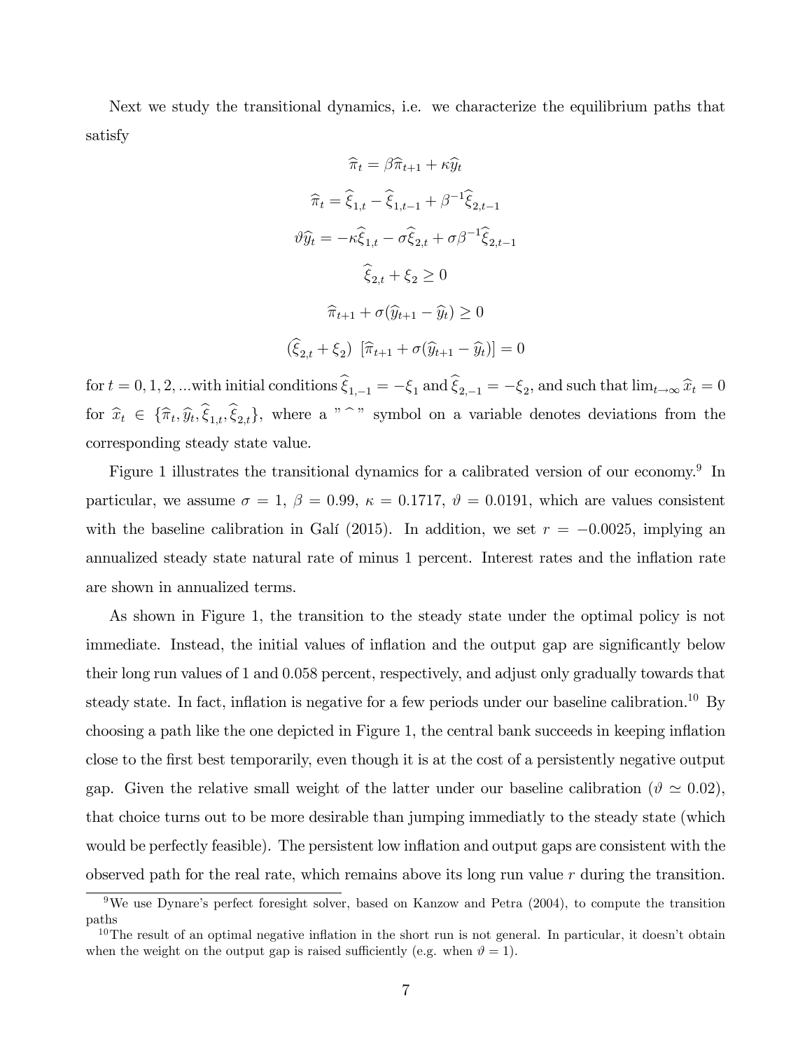Next we study the transitional dynamics, i.e. we characterize the equilibrium paths that satisfy

$$\widehat{\pi}_t = \beta \widehat{\pi}_{t+1} + \kappa \widehat{y}_t$$

$$\widehat{\pi}_t = \widehat{\xi}_{1,t} - \widehat{\xi}_{1,t-1} + \beta^{-1} \widehat{\xi}_{2,t-1}$$

$$\vartheta \widehat{y}_t = -\kappa \widehat{\xi}_{1,t} - \sigma \widehat{\xi}_{2,t} + \sigma \beta^{-1} \widehat{\xi}_{2,t-1}$$

$$\widehat{\xi}_{2,t} + \xi_2 \geq 0$$

$$\widehat{\pi}_{t+1} + \sigma(\widehat{y}_{t+1} - \widehat{y}_t) \geq 0$$

$$(\widehat{\xi}_{2,t} + \xi_2) \ [\widehat{\pi}_{t+1} + \sigma(\widehat{y}_{t+1} - \widehat{y}_t)] = 0$$

for $t = 0, 1, 2, ...$with initial conditions $\widehat{\xi}_{1,-1} = -\xi_1$ and $\widehat{\xi}_{2,-1} = -\xi_2$, and such that $\lim_{t\to\infty} \widehat{x}_t = 0$ for $\widehat{x}_t \in \{\widehat{\pi}_t, \widehat{y}_t, \widehat{\xi}_{1,t}, \widehat{\xi}_{2,t}\}$, where a "$\widehat{\ }$" symbol on a variable denotes deviations from the corresponding steady state value.

Figure 1 illustrates the transitional dynamics for a calibrated version of our economy.[9] In particular, we assume $\sigma = 1$, $\beta = 0.99$, $\kappa = 0.1717$, $\vartheta = 0.0191$, which are values consistent with the baseline calibration in Galí (2015). In addition, we set $r = -0.0025$, implying an annualized steady state natural rate of minus 1 percent. Interest rates and the inflation rate are shown in annualized terms.

As shown in Figure 1, the transition to the steady state under the optimal policy is not immediate. Instead, the initial values of inflation and the output gap are significantly below their long run values of 1 and 0.058 percent, respectively, and adjust only gradually towards that steady state. In fact, inflation is negative for a few periods under our baseline calibration.[10] By choosing a path like the one depicted in Figure 1, the central bank succeeds in keeping inflation close to the first best temporarily, even though it is at the cost of a persistently negative output gap. Given the relative small weight of the latter under our baseline calibration ($\vartheta \simeq 0.02$), that choice turns out to be more desirable than jumping immediatly to the steady state (which would be perfectly feasible). The persistent low inflation and output gaps are consistent with the observed path for the real rate, which remains above its long run value $r$ during the transition.

[9] We use Dynare's perfect foresight solver, based on Kanzow and Petra (2004), to compute the transition paths

[10] The result of an optimal negative inflation in the short run is not general. In particular, it doesn't obtain when the weight on the output gap is raised sufficiently (e.g. when $\vartheta = 1$).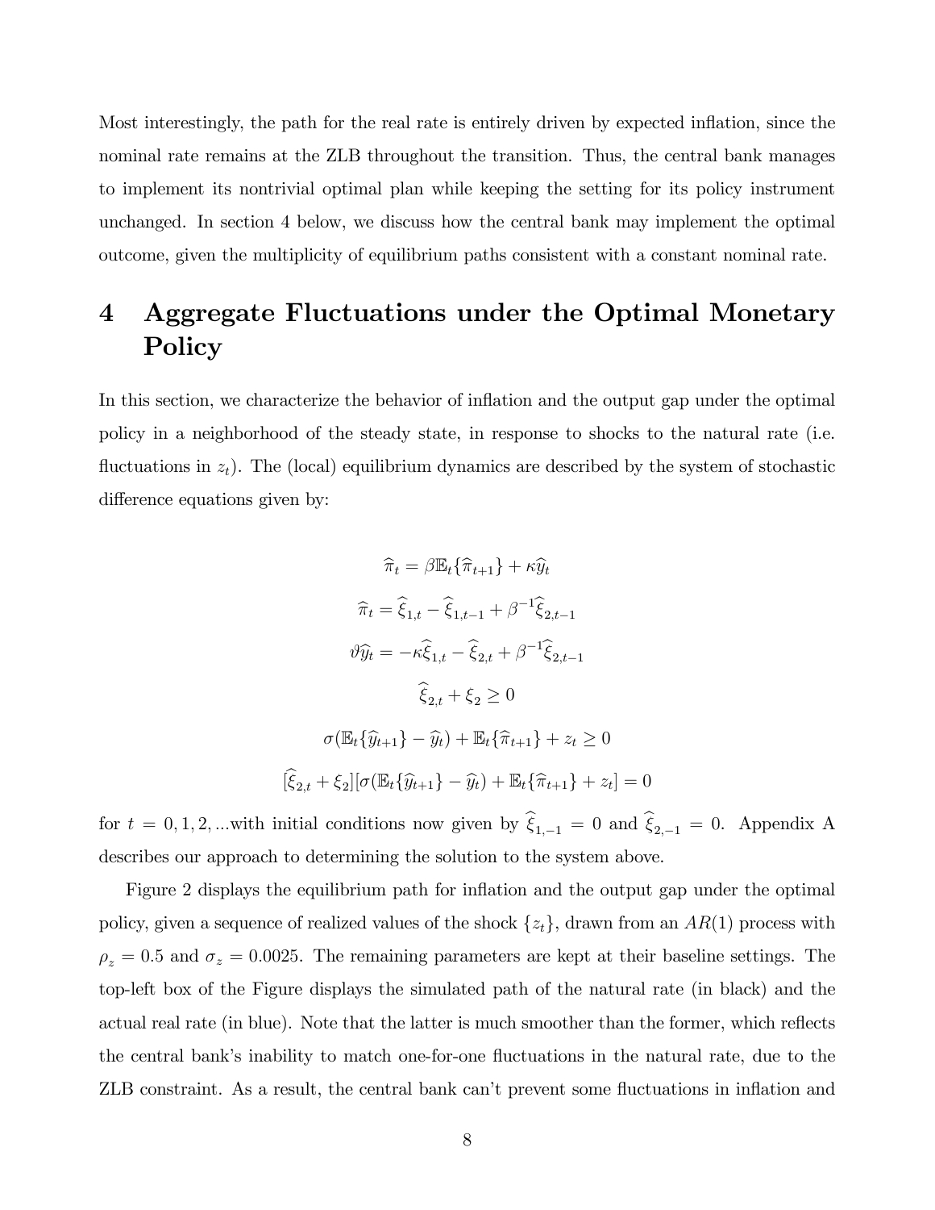Most interestingly, the path for the real rate is entirely driven by expected inflation, since the nominal rate remains at the ZLB throughout the transition. Thus, the central bank manages to implement its nontrivial optimal plan while keeping the setting for its policy instrument unchanged. In section 4 below, we discuss how the central bank may implement the optimal outcome, given the multiplicity of equilibrium paths consistent with a constant nominal rate.

# 4 Aggregate Fluctuations under the Optimal Monetary Policy

In this section, we characterize the behavior of inflation and the output gap under the optimal policy in a neighborhood of the steady state, in response to shocks to the natural rate (i.e. fluctuations in $z_t$). The (local) equilibrium dynamics are described by the system of stochastic difference equations given by:

$$\widehat{\pi}_t = \beta \mathbb{E}_t\{\widehat{\pi}_{t+1}\} + \kappa \widehat{y}_t$$

$$\widehat{\pi}_t = \widehat{\xi}_{1,t} - \widehat{\xi}_{1,t-1} + \beta^{-1}\widehat{\xi}_{2,t-1}$$

$$\vartheta \widehat{y}_t = -\kappa \widehat{\xi}_{1,t} - \widehat{\xi}_{2,t} + \beta^{-1}\widehat{\xi}_{2,t-1}$$

$$\widehat{\xi}_{2,t} + \xi_2 \geq 0$$

$$\sigma(\mathbb{E}_t\{\widehat{y}_{t+1}\} - \widehat{y}_t) + \mathbb{E}_t\{\widehat{\pi}_{t+1}\} + z_t \geq 0$$

$$[\widehat{\xi}_{2,t} + \xi_2][\sigma(\mathbb{E}_t\{\widehat{y}_{t+1}\} - \widehat{y}_t) + \mathbb{E}_t\{\widehat{\pi}_{t+1}\} + z_t] = 0$$

for $t = 0, 1, 2, ...$with initial conditions now given by $\widehat{\xi}_{1,-1} = 0$ and $\widehat{\xi}_{2,-1} = 0$. Appendix A describes our approach to determining the solution to the system above.

Figure 2 displays the equilibrium path for inflation and the output gap under the optimal policy, given a sequence of realized values of the shock $\{z_t\}$, drawn from an $AR(1)$ process with $\rho_z = 0.5$ and $\sigma_z = 0.0025$. The remaining parameters are kept at their baseline settings. The top-left box of the Figure displays the simulated path of the natural rate (in black) and the actual real rate (in blue). Note that the latter is much smoother than the former, which reflects the central bank's inability to match one-for-one fluctuations in the natural rate, due to the ZLB constraint. As a result, the central bank can't prevent some fluctuations in inflation and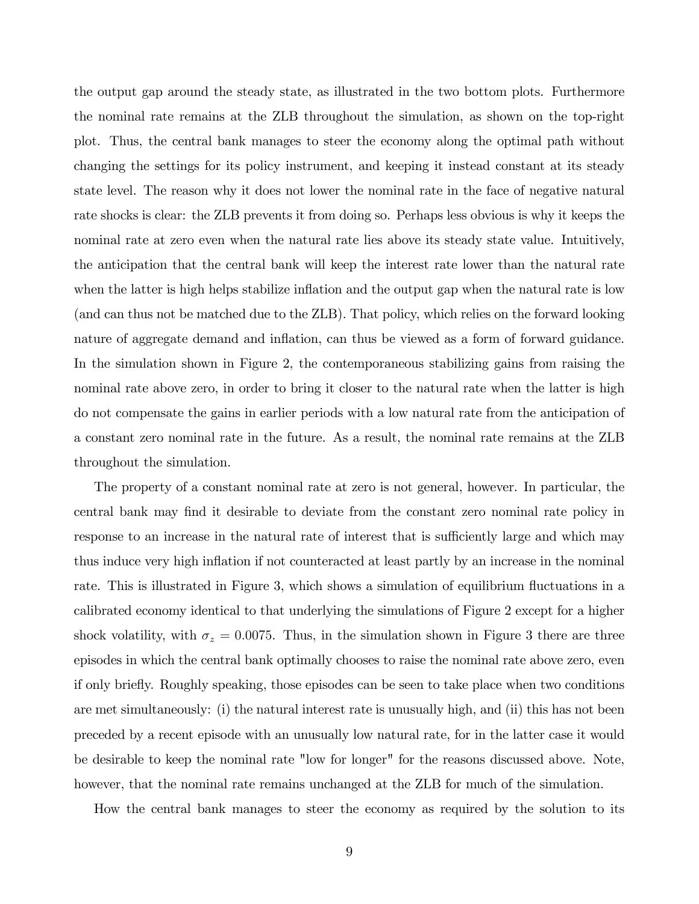the output gap around the steady state, as illustrated in the two bottom plots. Furthermore the nominal rate remains at the ZLB throughout the simulation, as shown on the top-right plot. Thus, the central bank manages to steer the economy along the optimal path without changing the settings for its policy instrument, and keeping it instead constant at its steady state level. The reason why it does not lower the nominal rate in the face of negative natural rate shocks is clear: the ZLB prevents it from doing so. Perhaps less obvious is why it keeps the nominal rate at zero even when the natural rate lies above its steady state value. Intuitively, the anticipation that the central bank will keep the interest rate lower than the natural rate when the latter is high helps stabilize inflation and the output gap when the natural rate is low (and can thus not be matched due to the ZLB). That policy, which relies on the forward looking nature of aggregate demand and inflation, can thus be viewed as a form of forward guidance. In the simulation shown in Figure 2, the contemporaneous stabilizing gains from raising the nominal rate above zero, in order to bring it closer to the natural rate when the latter is high do not compensate the gains in earlier periods with a low natural rate from the anticipation of a constant zero nominal rate in the future. As a result, the nominal rate remains at the ZLB throughout the simulation.

The property of a constant nominal rate at zero is not general, however. In particular, the central bank may find it desirable to deviate from the constant zero nominal rate policy in response to an increase in the natural rate of interest that is sufficiently large and which may thus induce very high inflation if not counteracted at least partly by an increase in the nominal rate. This is illustrated in Figure 3, which shows a simulation of equilibrium fluctuations in a calibrated economy identical to that underlying the simulations of Figure 2 except for a higher shock volatility, with $\sigma_z = 0.0075$. Thus, in the simulation shown in Figure 3 there are three episodes in which the central bank optimally chooses to raise the nominal rate above zero, even if only briefly. Roughly speaking, those episodes can be seen to take place when two conditions are met simultaneously: (i) the natural interest rate is unusually high, and (ii) this has not been preceded by a recent episode with an unusually low natural rate, for in the latter case it would be desirable to keep the nominal rate "low for longer" for the reasons discussed above. Note, however, that the nominal rate remains unchanged at the ZLB for much of the simulation.

How the central bank manages to steer the economy as required by the solution to its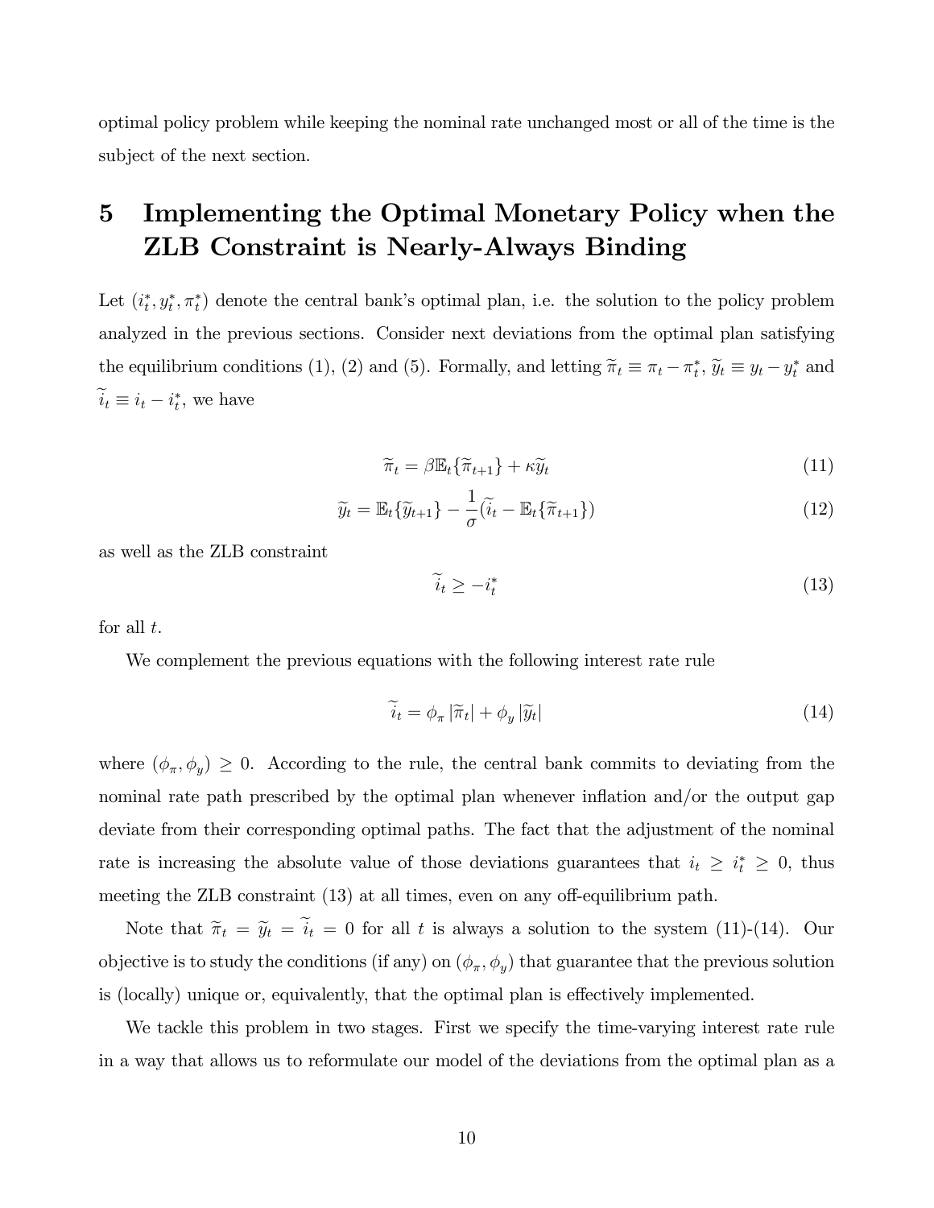optimal policy problem while keeping the nominal rate unchanged most or all of the time is the subject of the next section.

# 5 Implementing the Optimal Monetary Policy when the ZLB Constraint is Nearly-Always Binding

Let $(i_t^*, y_t^*, \pi_t^*)$ denote the central bank's optimal plan, i.e. the solution to the policy problem analyzed in the previous sections. Consider next deviations from the optimal plan satisfying the equilibrium conditions (1), (2) and (5). Formally, and letting $\widetilde{\pi}_t \equiv \pi_t - \pi_t^*$, $\widetilde{y}_t \equiv y_t - y_t^*$ and $\widetilde{i}_t \equiv i_t - i_t^*$, we have

$$\widetilde{\pi}_t = \beta \mathbb{E}_t\{\widetilde{\pi}_{t+1}\} + \kappa \widetilde{y}_t \tag{11}$$

$$\widetilde{y}_t = \mathbb{E}_t\{\widetilde{y}_{t+1}\} - \frac{1}{\sigma}(\widetilde{i}_t - \mathbb{E}_t\{\widetilde{\pi}_{t+1}\}) \tag{12}$$

as well as the ZLB constraint

$$\widetilde{i}_t \geq -i_t^* \tag{13}$$

for all $t$.

We complement the previous equations with the following interest rate rule

$$\widetilde{i}_t = \phi_\pi \left|\widetilde{\pi}_t\right| + \phi_y \left|\widetilde{y}_t\right| \tag{14}$$

where $(\phi_\pi, \phi_y) \geq 0$. According to the rule, the central bank commits to deviating from the nominal rate path prescribed by the optimal plan whenever inflation and/or the output gap deviate from their corresponding optimal paths. The fact that the adjustment of the nominal rate is increasing the absolute value of those deviations guarantees that $i_t \geq i_t^* \geq 0$, thus meeting the ZLB constraint (13) at all times, even on any off-equilibrium path.

Note that $\widetilde{\pi}_t = \widetilde{y}_t = \widetilde{i}_t = 0$ for all $t$ is always a solution to the system (11)-(14). Our objective is to study the conditions (if any) on $(\phi_\pi, \phi_y)$ that guarantee that the previous solution is (locally) unique or, equivalently, that the optimal plan is effectively implemented.

We tackle this problem in two stages. First we specify the time-varying interest rate rule in a way that allows us to reformulate our model of the deviations from the optimal plan as a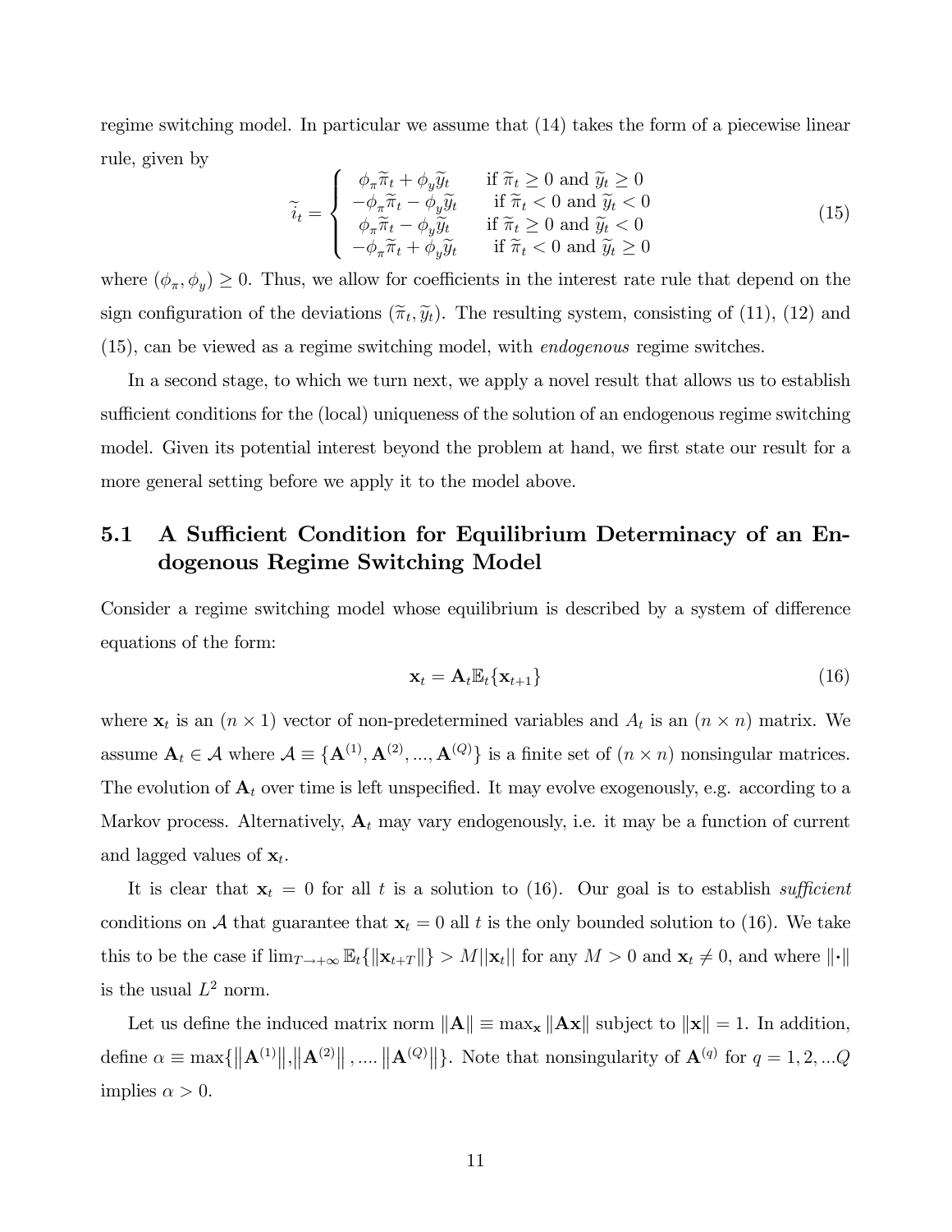regime switching model. In particular we assume that (14) takes the form of a piecewise linear rule, given by

$$\widetilde{i}_t = \begin{cases} \phi_\pi \widetilde{\pi}_t + \phi_y \widetilde{y}_t & \text{if } \widetilde{\pi}_t \geq 0 \text{ and } \widetilde{y}_t \geq 0 \\ -\phi_\pi \widetilde{\pi}_t - \phi_y \widetilde{y}_t & \text{if } \widetilde{\pi}_t < 0 \text{ and } \widetilde{y}_t < 0 \\ \phi_\pi \widetilde{\pi}_t - \phi_y \widetilde{y}_t & \text{if } \widetilde{\pi}_t \geq 0 \text{ and } \widetilde{y}_t < 0 \\ -\phi_\pi \widetilde{\pi}_t + \phi_y \widetilde{y}_t & \text{if } \widetilde{\pi}_t < 0 \text{ and } \widetilde{y}_t \geq 0 \end{cases} \tag{15}$$

where $(\phi_\pi, \phi_y) \geq 0$. Thus, we allow for coefficients in the interest rate rule that depend on the sign configuration of the deviations $(\widetilde{\pi}_t, \widetilde{y}_t)$. The resulting system, consisting of (11), (12) and (15), can be viewed as a regime switching model, with *endogenous* regime switches.

In a second stage, to which we turn next, we apply a novel result that allows us to establish sufficient conditions for the (local) uniqueness of the solution of an endogenous regime switching model. Given its potential interest beyond the problem at hand, we first state our result for a more general setting before we apply it to the model above.

### 5.1 A Sufficient Condition for Equilibrium Determinacy of an Endogenous Regime Switching Model

Consider a regime switching model whose equilibrium is described by a system of difference equations of the form:

$$\mathbf{x}_t = \mathbf{A}_t \mathbb{E}_t\{\mathbf{x}_{t+1}\} \tag{16}$$

where $\mathbf{x}_t$ is an $(n \times 1)$ vector of non-predetermined variables and $A_t$ is an $(n \times n)$ matrix. We assume $\mathbf{A}_t \in \mathcal{A}$ where $\mathcal{A} \equiv \{\mathbf{A}^{(1)}, \mathbf{A}^{(2)}, ..., \mathbf{A}^{(Q)}\}$ is a finite set of $(n \times n)$ nonsingular matrices. The evolution of $\mathbf{A}_t$ over time is left unspecified. It may evolve exogenously, e.g. according to a Markov process. Alternatively, $\mathbf{A}_t$ may vary endogenously, i.e. it may be a function of current and lagged values of $\mathbf{x}_t$.

It is clear that $\mathbf{x}_t = 0$ for all $t$ is a solution to (16). Our goal is to establish *sufficient* conditions on $\mathcal{A}$ that guarantee that $\mathbf{x}_t = 0$ all $t$ is the only bounded solution to (16). We take this to be the case if $\lim_{T\to+\infty} \mathbb{E}_t\{\|\mathbf{x}_{t+T}\|\} > M\|\mathbf{x}_t\|$ for any $M > 0$ and $\mathbf{x}_t \neq 0$, and where $\|\cdot\|$ is the usual $L^2$ norm.

Let us define the induced matrix norm $\|\mathbf{A}\| \equiv \max_{\mathbf{x}} \|\mathbf{A}\mathbf{x}\|$ subject to $\|\mathbf{x}\| = 1$. In addition, define $\alpha \equiv \max\{\|\mathbf{A}^{(1)}\|, \|\mathbf{A}^{(2)}\|, .... \|\mathbf{A}^{(Q)}\|\}$. Note that nonsingularity of $\mathbf{A}^{(q)}$ for $q = 1, 2, ...Q$ implies $\alpha > 0$.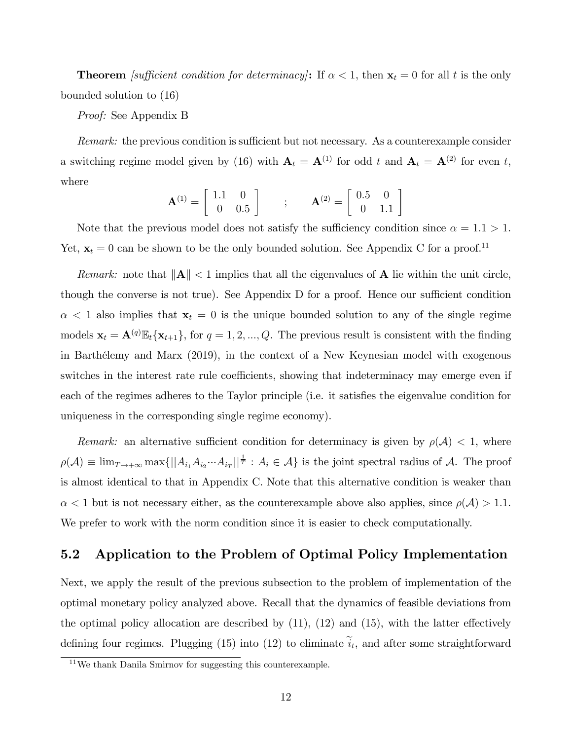**Theorem** *[sufficient condition for determinacy]*: If $\alpha < 1$, then $\mathbf{x}_t = 0$ for all $t$ is the only bounded solution to (16)

*Proof:* See Appendix B

*Remark:* the previous condition is sufficient but not necessary. As a counterexample consider a switching regime model given by (16) with $\mathbf{A}_t = \mathbf{A}^{(1)}$ for odd $t$ and $\mathbf{A}_t = \mathbf{A}^{(2)}$ for even $t$, where

$$\mathbf{A}^{(1)} = \begin{bmatrix} 1.1 & 0 \\ 0 & 0.5 \end{bmatrix} \qquad ; \qquad \mathbf{A}^{(2)} = \begin{bmatrix} 0.5 & 0 \\ 0 & 1.1 \end{bmatrix}$$

Note that the previous model does not satisfy the sufficiency condition since $\alpha = 1.1 > 1$. Yet, $\mathbf{x}_t = 0$ can be shown to be the only bounded solution. See Appendix C for a proof.[11]

*Remark:* note that $\|\mathbf{A}\| < 1$ implies that all the eigenvalues of $\mathbf{A}$ lie within the unit circle, though the converse is not true). See Appendix D for a proof. Hence our sufficient condition $\alpha < 1$ also implies that $\mathbf{x}_t = 0$ is the unique bounded solution to any of the single regime models $\mathbf{x}_t = \mathbf{A}^{(q)}\mathbb{E}_t\{\mathbf{x}_{t+1}\}$, for $q = 1, 2, ..., Q$. The previous result is consistent with the finding in Barthélemy and Marx (2019), in the context of a New Keynesian model with exogenous switches in the interest rate rule coefficients, showing that indeterminacy may emerge even if each of the regimes adheres to the Taylor principle (i.e. it satisfies the eigenvalue condition for uniqueness in the corresponding single regime economy).

*Remark:* an alternative sufficient condition for determinacy is given by $\rho(\mathcal{A}) < 1$, where $\rho(\mathcal{A}) \equiv \lim_{T \to +\infty} \max\{||A_{i_1}A_{i_2} \cdots A_{i_T}||^{\frac{1}{T}} : A_i \in \mathcal{A}\}$ is the joint spectral radius of $\mathcal{A}$. The proof is almost identical to that in Appendix C. Note that this alternative condition is weaker than $\alpha < 1$ but is not necessary either, as the counterexample above also applies, since $\rho(\mathcal{A}) > 1.1$. We prefer to work with the norm condition since it is easier to check computationally.

## 5.2 Application to the Problem of Optimal Policy Implementation

Next, we apply the result of the previous subsection to the problem of implementation of the optimal monetary policy analyzed above. Recall that the dynamics of feasible deviations from the optimal policy allocation are described by (11), (12) and (15), with the latter effectively defining four regimes. Plugging (15) into (12) to eliminate $\widetilde{i}_t$, and after some straightforward

[11] We thank Danila Smirnov for suggesting this counterexample.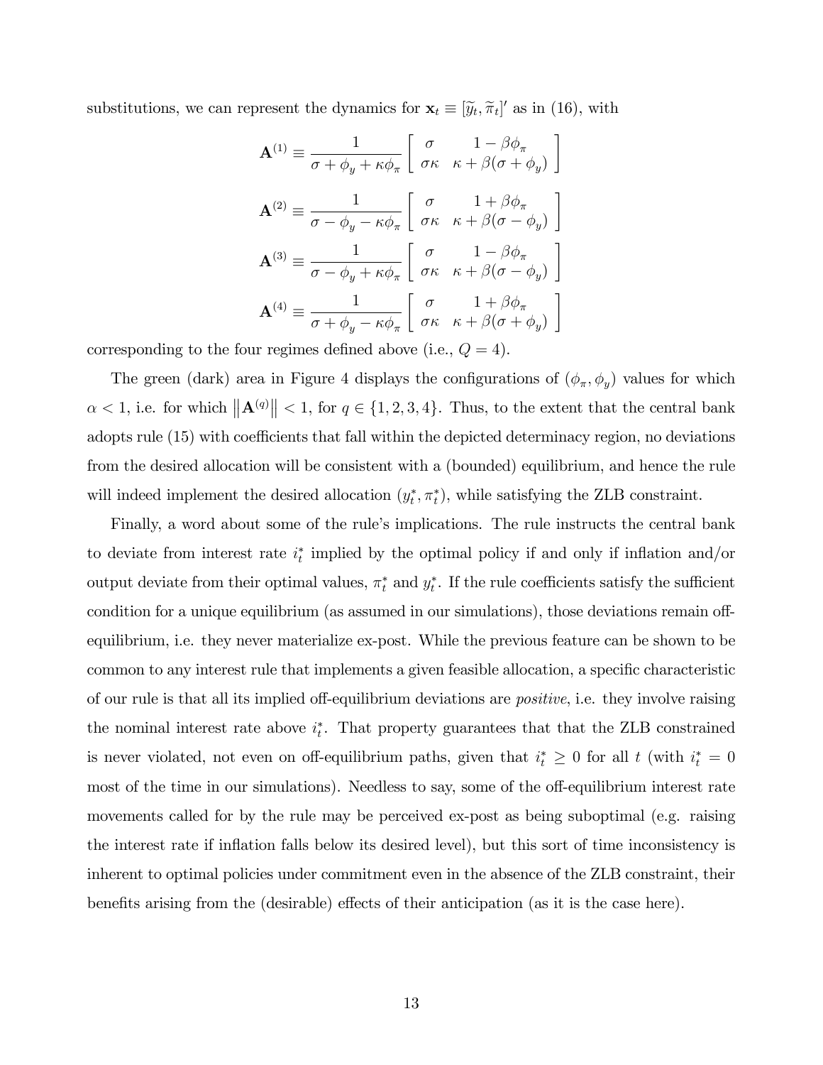substitutions, we can represent the dynamics for $\mathbf{x}_t \equiv [\widetilde{y}_t, \widetilde{\pi}_t]'$ as in (16), with

$$\mathbf{A}^{(1)} \equiv \frac{1}{\sigma + \phi_y + \kappa \phi_\pi} \begin{bmatrix} \sigma & 1 - \beta \phi_\pi \\ \sigma \kappa & \kappa + \beta(\sigma + \phi_y) \end{bmatrix}$$

$$\mathbf{A}^{(2)} \equiv \frac{1}{\sigma - \phi_y - \kappa \phi_\pi} \begin{bmatrix} \sigma & 1 + \beta \phi_\pi \\ \sigma \kappa & \kappa + \beta(\sigma - \phi_y) \end{bmatrix}$$

$$\mathbf{A}^{(3)} \equiv \frac{1}{\sigma - \phi_y + \kappa \phi_\pi} \begin{bmatrix} \sigma & 1 - \beta \phi_\pi \\ \sigma \kappa & \kappa + \beta(\sigma - \phi_y) \end{bmatrix}$$

$$\mathbf{A}^{(4)} \equiv \frac{1}{\sigma + \phi_y - \kappa \phi_\pi} \begin{bmatrix} \sigma & 1 + \beta \phi_\pi \\ \sigma \kappa & \kappa + \beta(\sigma + \phi_y) \end{bmatrix}$$

corresponding to the four regimes defined above (i.e., $Q = 4$).

The green (dark) area in Figure 4 displays the configurations of $(\phi_\pi, \phi_y)$ values for which $\alpha < 1$, i.e. for which $\|\mathbf{A}^{(q)}\| < 1$, for $q \in \{1, 2, 3, 4\}$. Thus, to the extent that the central bank adopts rule (15) with coefficients that fall within the depicted determinacy region, no deviations from the desired allocation will be consistent with a (bounded) equilibrium, and hence the rule will indeed implement the desired allocation $(y_t^*, \pi_t^*)$, while satisfying the ZLB constraint.

Finally, a word about some of the rule's implications. The rule instructs the central bank to deviate from interest rate $i_t^*$ implied by the optimal policy if and only if inflation and/or output deviate from their optimal values, $\pi_t^*$ and $y_t^*$. If the rule coefficients satisfy the sufficient condition for a unique equilibrium (as assumed in our simulations), those deviations remain off-equilibrium, i.e. they never materialize ex-post. While the previous feature can be shown to be common to any interest rule that implements a given feasible allocation, a specific characteristic of our rule is that all its implied off-equilibrium deviations are *positive*, i.e. they involve raising the nominal interest rate above $i_t^*$. That property guarantees that that the ZLB constrained is never violated, not even on off-equilibrium paths, given that $i_t^* \geq 0$ for all $t$ (with $i_t^* = 0$ most of the time in our simulations). Needless to say, some of the off-equilibrium interest rate movements called for by the rule may be perceived ex-post as being suboptimal (e.g. raising the interest rate if inflation falls below its desired level), but this sort of time inconsistency is inherent to optimal policies under commitment even in the absence of the ZLB constraint, their benefits arising from the (desirable) effects of their anticipation (as it is the case here).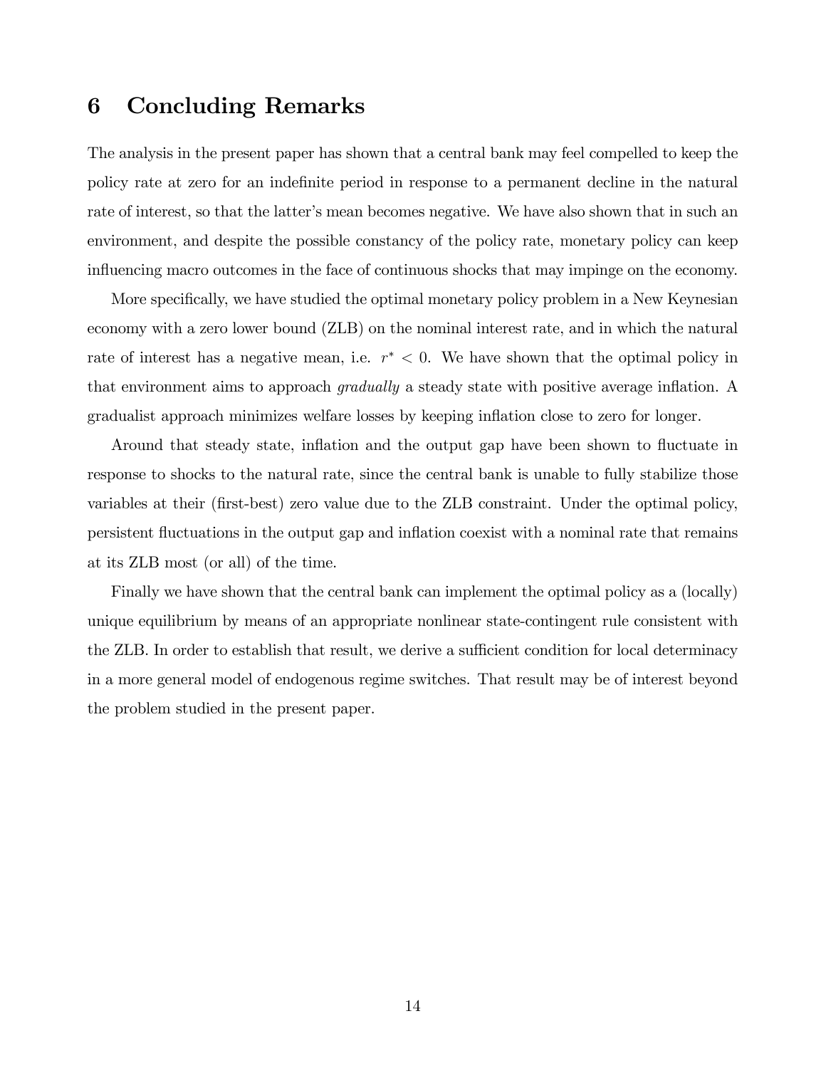# 6 Concluding Remarks

The analysis in the present paper has shown that a central bank may feel compelled to keep the policy rate at zero for an indefinite period in response to a permanent decline in the natural rate of interest, so that the latter's mean becomes negative. We have also shown that in such an environment, and despite the possible constancy of the policy rate, monetary policy can keep influencing macro outcomes in the face of continuous shocks that may impinge on the economy.

More specifically, we have studied the optimal monetary policy problem in a New Keynesian economy with a zero lower bound (ZLB) on the nominal interest rate, and in which the natural rate of interest has a negative mean, i.e. $r^* < 0$. We have shown that the optimal policy in that environment aims to approach *gradually* a steady state with positive average inflation. A gradualist approach minimizes welfare losses by keeping inflation close to zero for longer.

Around that steady state, inflation and the output gap have been shown to fluctuate in response to shocks to the natural rate, since the central bank is unable to fully stabilize those variables at their (first-best) zero value due to the ZLB constraint. Under the optimal policy, persistent fluctuations in the output gap and inflation coexist with a nominal rate that remains at its ZLB most (or all) of the time.

Finally we have shown that the central bank can implement the optimal policy as a (locally) unique equilibrium by means of an appropriate nonlinear state-contingent rule consistent with the ZLB. In order to establish that result, we derive a sufficient condition for local determinacy in a more general model of endogenous regime switches. That result may be of interest beyond the problem studied in the present paper.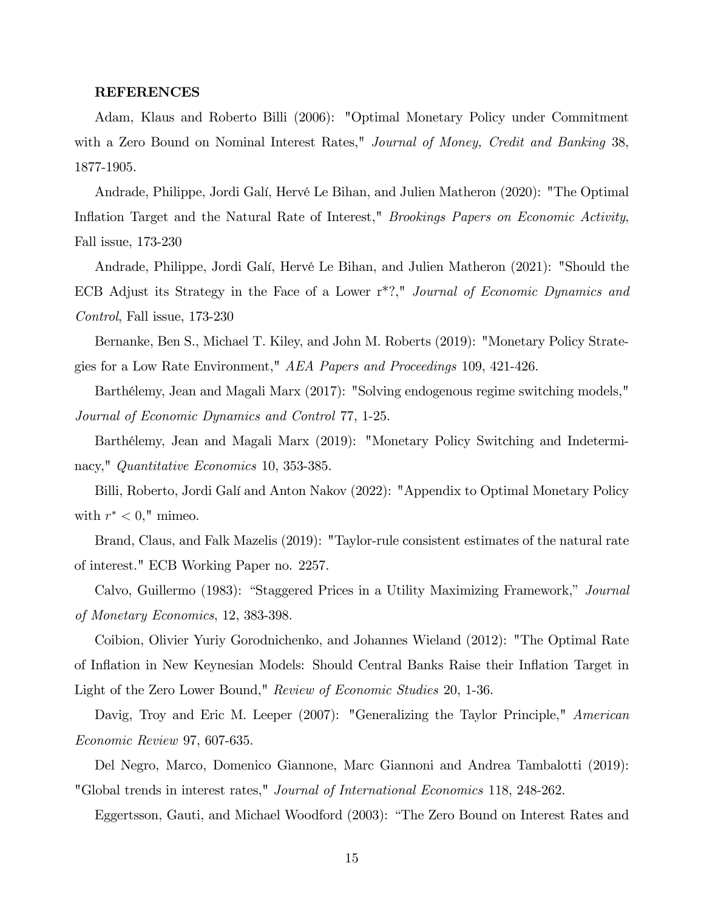**REFERENCES**

Adam, Klaus and Roberto Billi (2006): "Optimal Monetary Policy under Commitment with a Zero Bound on Nominal Interest Rates," *Journal of Money, Credit and Banking* 38, 1877-1905.

Andrade, Philippe, Jordi Galí, Hervé Le Bihan, and Julien Matheron (2020): "The Optimal Inflation Target and the Natural Rate of Interest," *Brookings Papers on Economic Activity*, Fall issue, 173-230

Andrade, Philippe, Jordi Galí, Hervé Le Bihan, and Julien Matheron (2021): "Should the ECB Adjust its Strategy in the Face of a Lower r*?," *Journal of Economic Dynamics and Control*, Fall issue, 173-230

Bernanke, Ben S., Michael T. Kiley, and John M. Roberts (2019): "Monetary Policy Strategies for a Low Rate Environment," *AEA Papers and Proceedings* 109, 421-426.

Barthélemy, Jean and Magali Marx (2017): "Solving endogenous regime switching models," *Journal of Economic Dynamics and Control* 77, 1-25.

Barthélemy, Jean and Magali Marx (2019): "Monetary Policy Switching and Indeterminacy," *Quantitative Economics* 10, 353-385.

Billi, Roberto, Jordi Galí and Anton Nakov (2022): "Appendix to Optimal Monetary Policy with $r^* < 0$," mimeo.

Brand, Claus, and Falk Mazelis (2019): "Taylor-rule consistent estimates of the natural rate of interest." ECB Working Paper no. 2257.

Calvo, Guillermo (1983): "Staggered Prices in a Utility Maximizing Framework," *Journal of Monetary Economics*, 12, 383-398.

Coibion, Olivier Yuriy Gorodnichenko, and Johannes Wieland (2012): "The Optimal Rate of Inflation in New Keynesian Models: Should Central Banks Raise their Inflation Target in Light of the Zero Lower Bound," *Review of Economic Studies* 20, 1-36.

Davig, Troy and Eric M. Leeper (2007): "Generalizing the Taylor Principle," *American Economic Review* 97, 607-635.

Del Negro, Marco, Domenico Giannone, Marc Giannoni and Andrea Tambalotti (2019): "Global trends in interest rates," *Journal of International Economics* 118, 248-262.

Eggertsson, Gauti, and Michael Woodford (2003): "The Zero Bound on Interest Rates and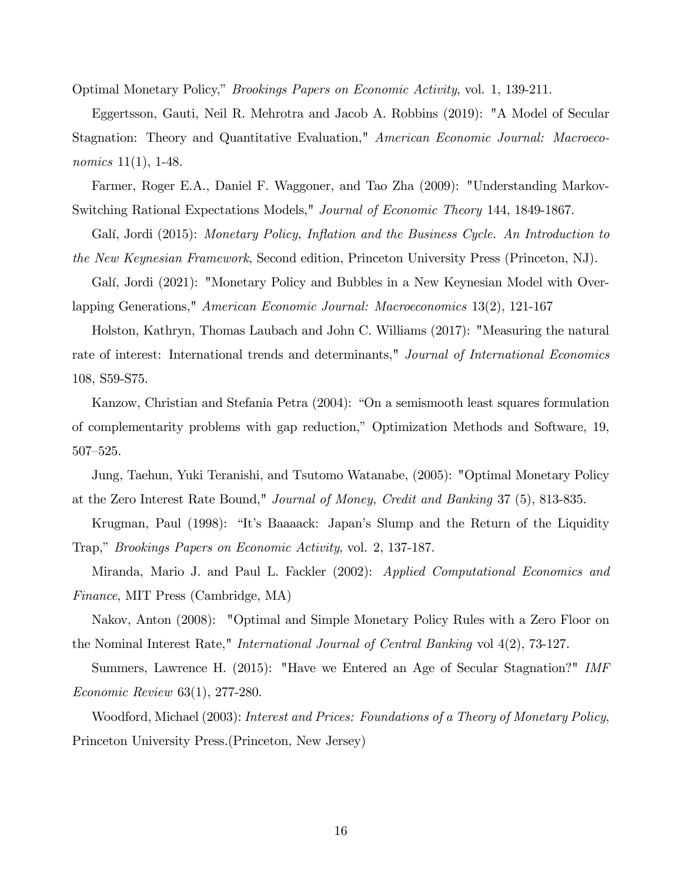Optimal Monetary Policy," *Brookings Papers on Economic Activity*, vol. 1, 139-211.

Eggertsson, Gauti, Neil R. Mehrotra and Jacob A. Robbins (2019): "A Model of Secular Stagnation: Theory and Quantitative Evaluation," *American Economic Journal: Macroeconomics* 11(1), 1-48.

Farmer, Roger E.A., Daniel F. Waggoner, and Tao Zha (2009): "Understanding Markov-Switching Rational Expectations Models," *Journal of Economic Theory* 144, 1849-1867.

Galí, Jordi (2015): *Monetary Policy, Inflation and the Business Cycle. An Introduction to the New Keynesian Framework*, Second edition, Princeton University Press (Princeton, NJ).

Galí, Jordi (2021): "Monetary Policy and Bubbles in a New Keynesian Model with Overlapping Generations," *American Economic Journal: Macroeconomics* 13(2), 121-167

Holston, Kathryn, Thomas Laubach and John C. Williams (2017): "Measuring the natural rate of interest: International trends and determinants," *Journal of International Economics* 108, S59-S75.

Kanzow, Christian and Stefania Petra (2004): "On a semismooth least squares formulation of complementarity problems with gap reduction," Optimization Methods and Software, 19, 507–525.

Jung, Taehun, Yuki Teranishi, and Tsutomo Watanabe, (2005): "Optimal Monetary Policy at the Zero Interest Rate Bound," *Journal of Money, Credit and Banking* 37 (5), 813-835.

Krugman, Paul (1998): "It's Baaaack: Japan's Slump and the Return of the Liquidity Trap," *Brookings Papers on Economic Activity*, vol. 2, 137-187.

Miranda, Mario J. and Paul L. Fackler (2002): *Applied Computational Economics and Finance*, MIT Press (Cambridge, MA)

Nakov, Anton (2008): "Optimal and Simple Monetary Policy Rules with a Zero Floor on the Nominal Interest Rate," *International Journal of Central Banking* vol 4(2), 73-127.

Summers, Lawrence H. (2015): "Have we Entered an Age of Secular Stagnation?" *IMF Economic Review* 63(1), 277-280.

Woodford, Michael (2003): *Interest and Prices: Foundations of a Theory of Monetary Policy*, Princeton University Press.(Princeton, New Jersey)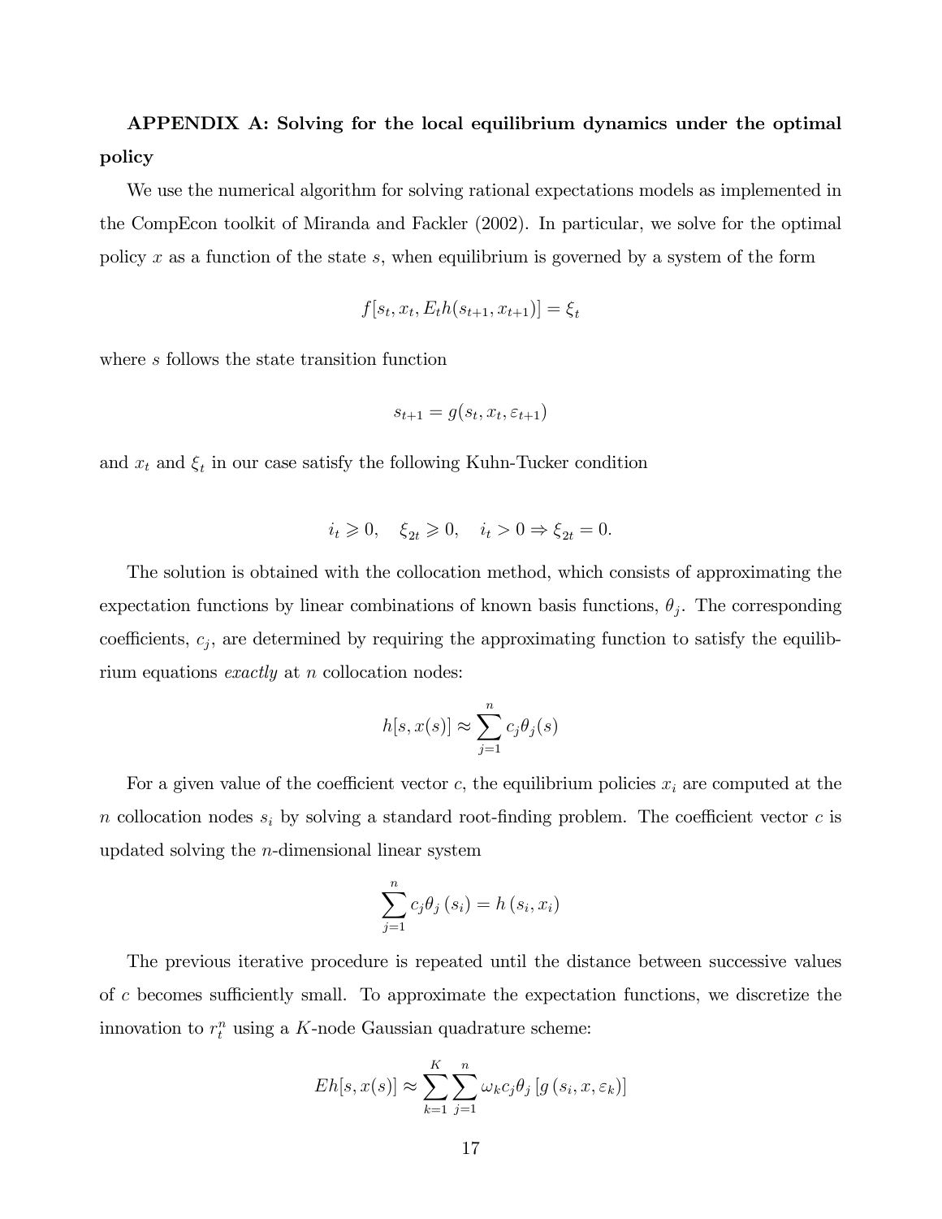**APPENDIX A: Solving for the local equilibrium dynamics under the optimal policy**

We use the numerical algorithm for solving rational expectations models as implemented in the CompEcon toolkit of Miranda and Fackler (2002). In particular, we solve for the optimal policy $x$ as a function of the state $s$, when equilibrium is governed by a system of the form

$$f[s_t, x_t, E_t h(s_{t+1}, x_{t+1})] = \xi_t$$

where $s$ follows the state transition function

$$s_{t+1} = g(s_t, x_t, \varepsilon_{t+1})$$

and $x_t$ and $\xi_t$ in our case satisfy the following Kuhn-Tucker condition

$$i_t \geqslant 0, \quad \xi_{2t} \geqslant 0, \quad i_t > 0 \Rightarrow \xi_{2t} = 0.$$

The solution is obtained with the collocation method, which consists of approximating the expectation functions by linear combinations of known basis functions, $\theta_j$. The corresponding coefficients, $c_j$, are determined by requiring the approximating function to satisfy the equilibrium equations *exactly* at $n$ collocation nodes:

$$h[s, x(s)] \approx \sum_{j=1}^{n} c_j \theta_j(s)$$

For a given value of the coefficient vector $c$, the equilibrium policies $x_i$ are computed at the $n$ collocation nodes $s_i$ by solving a standard root-finding problem. The coefficient vector $c$ is updated solving the $n$-dimensional linear system

$$\sum_{j=1}^{n} c_j \theta_j(s_i) = h(s_i, x_i)$$

The previous iterative procedure is repeated until the distance between successive values of $c$ becomes sufficiently small. To approximate the expectation functions, we discretize the innovation to $r_t^n$ using a $K$-node Gaussian quadrature scheme:

$$Eh[s, x(s)] \approx \sum_{k=1}^{K} \sum_{j=1}^{n} \omega_k c_j \theta_j [g(s_i, x, \varepsilon_k)]$$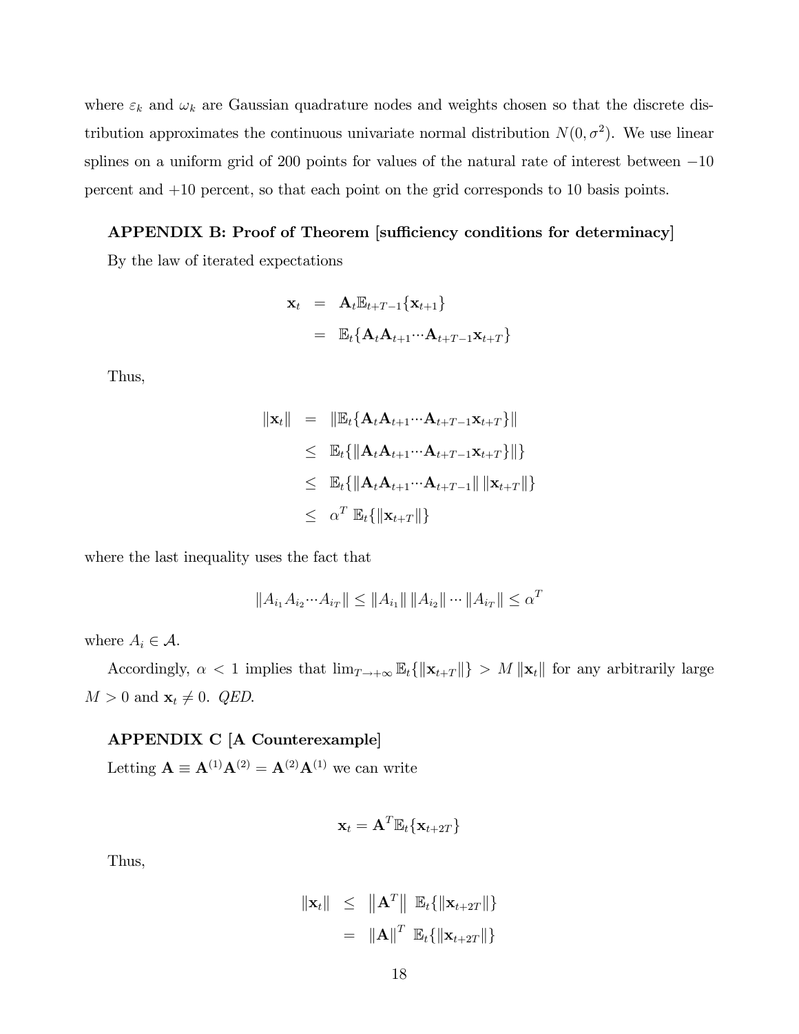where $\varepsilon_k$ and $\omega_k$ are Gaussian quadrature nodes and weights chosen so that the discrete distribution approximates the continuous univariate normal distribution $N(0, \sigma^2)$. We use linear splines on a uniform grid of 200 points for values of the natural rate of interest between $-10$ percent and $+10$ percent, so that each point on the grid corresponds to 10 basis points.

**APPENDIX B: Proof of Theorem [sufficiency conditions for determinacy]**

By the law of iterated expectations

$$
\begin{aligned}
\mathbf{x}_t &= \mathbf{A}_t \mathbb{E}_{t+T-1}\{\mathbf{x}_{t+1}\} \\
&= \mathbb{E}_t\{\mathbf{A}_t \mathbf{A}_{t+1} \cdots \mathbf{A}_{t+T-1} \mathbf{x}_{t+T}\}
\end{aligned}
$$

Thus,

$$
\begin{aligned}
\|\mathbf{x}_t\| &= \|\mathbb{E}_t\{\mathbf{A}_t \mathbf{A}_{t+1} \cdots \mathbf{A}_{t+T-1} \mathbf{x}_{t+T}\}\| \\
&\leq \mathbb{E}_t\{\|\mathbf{A}_t \mathbf{A}_{t+1} \cdots \mathbf{A}_{t+T-1} \mathbf{x}_{t+T}\}\|\} \\
&\leq \mathbb{E}_t\{\|\mathbf{A}_t \mathbf{A}_{t+1} \cdots \mathbf{A}_{t+T-1}\| \, \|\mathbf{x}_{t+T}\|\} \\
&\leq \alpha^T \, \mathbb{E}_t\{\|\mathbf{x}_{t+T}\|\}
\end{aligned}
$$

where the last inequality uses the fact that

$$
\|A_{i_1} A_{i_2} \cdots A_{i_T}\| \leq \|A_{i_1}\| \, \|A_{i_2}\| \cdots \|A_{i_T}\| \leq \alpha^T
$$

where $A_i \in \mathcal{A}$.

Accordingly, $\alpha < 1$ implies that $\lim_{T \to +\infty} \mathbb{E}_t\{\|\mathbf{x}_{t+T}\|\} > M \|\mathbf{x}_t\|$ for any arbitrarily large $M > 0$ and $\mathbf{x}_t \neq 0$. *QED.*

**APPENDIX C [A Counterexample]**

Letting $\mathbf{A} \equiv \mathbf{A}^{(1)} \mathbf{A}^{(2)} = \mathbf{A}^{(2)} \mathbf{A}^{(1)}$ we can write

$$
\mathbf{x}_t = \mathbf{A}^T \mathbb{E}_t\{\mathbf{x}_{t+2T}\}
$$

Thus,

$$
\begin{aligned}
\|\mathbf{x}_t\| &\leq \left\|\mathbf{A}^T\right\| \, \mathbb{E}_t\{\|\mathbf{x}_{t+2T}\|\} \\
&= \|\mathbf{A}\|^T \, \mathbb{E}_t\{\|\mathbf{x}_{t+2T}\|\}
\end{aligned}
$$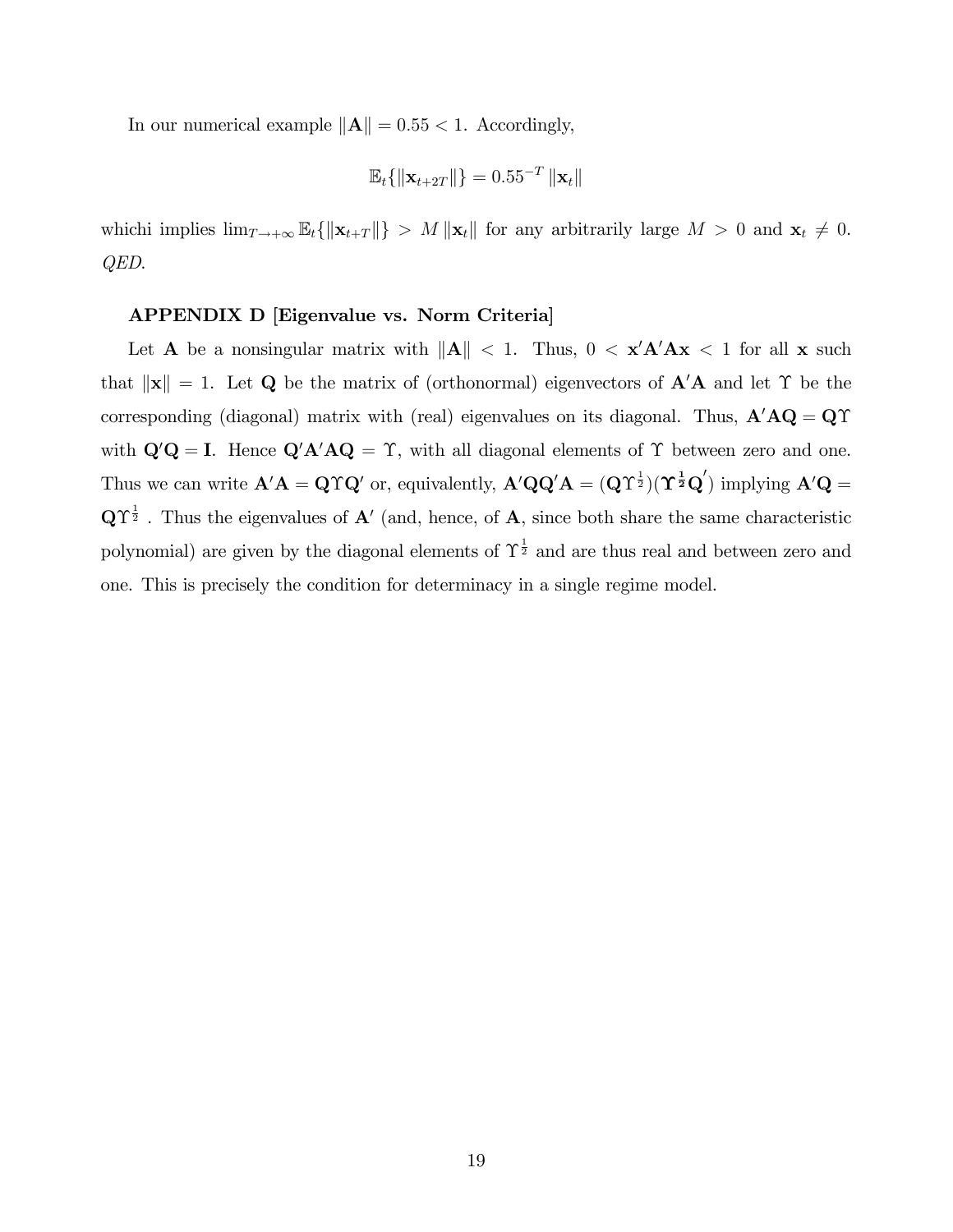In our numerical example $\|\mathbf{A}\| = 0.55 < 1$. Accordingly,

$$\mathbb{E}_t\{\|\mathbf{x}_{t+2T}\|\} = 0.55^{-T} \|\mathbf{x}_t\|$$

whichi implies $\lim_{T\to+\infty} \mathbb{E}_t\{\|\mathbf{x}_{t+T}\|\} > M \|\mathbf{x}_t\|$ for any arbitrarily large $M > 0$ and $\mathbf{x}_t \neq 0$. *QED*.

**APPENDIX D [Eigenvalue vs. Norm Criteria]**

Let $\mathbf{A}$ be a nonsingular matrix with $\|\mathbf{A}\| < 1$. Thus, $0 < \mathbf{x}'\mathbf{A}'\mathbf{A}\mathbf{x} < 1$ for all $\mathbf{x}$ such that $\|\mathbf{x}\| = 1$. Let $\mathbf{Q}$ be the matrix of (orthonormal) eigenvectors of $\mathbf{A}'\mathbf{A}$ and let $\Upsilon$ be the corresponding (diagonal) matrix with (real) eigenvalues on its diagonal. Thus, $\mathbf{A}'\mathbf{A}\mathbf{Q} = \mathbf{Q}\Upsilon$ with $\mathbf{Q}'\mathbf{Q} = \mathbf{I}$. Hence $\mathbf{Q}'\mathbf{A}'\mathbf{A}\mathbf{Q} = \Upsilon$, with all diagonal elements of $\Upsilon$ between zero and one. Thus we can write $\mathbf{A}'\mathbf{A} = \mathbf{Q}\Upsilon\mathbf{Q}'$ or, equivalently, $\mathbf{A}'\mathbf{Q}\mathbf{Q}'\mathbf{A} = (\mathbf{Q}\Upsilon^{\frac{1}{2}})(\boldsymbol{\Upsilon}^{\frac{1}{2}}\mathbf{Q}')$ implying $\mathbf{A}'\mathbf{Q} = \mathbf{Q}\Upsilon^{\frac{1}{2}}$ . Thus the eigenvalues of $\mathbf{A}'$ (and, hence, of $\mathbf{A}$, since both share the same characteristic polynomial) are given by the diagonal elements of $\Upsilon^{\frac{1}{2}}$ and are thus real and between zero and one. This is precisely the condition for determinacy in a single regime model.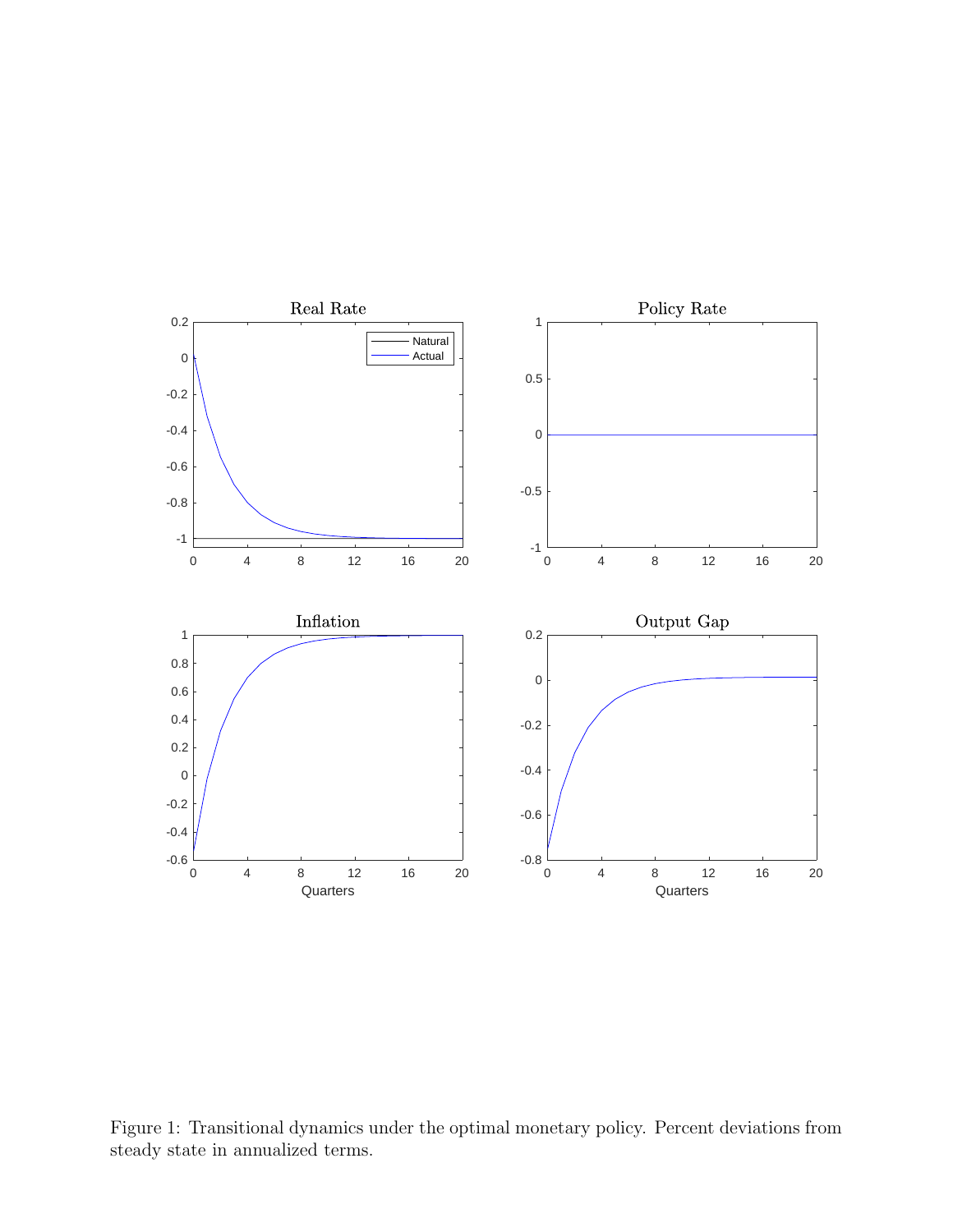Figure 1: Transitional dynamics under the optimal monetary policy. Percent deviations from steady state in annualized terms.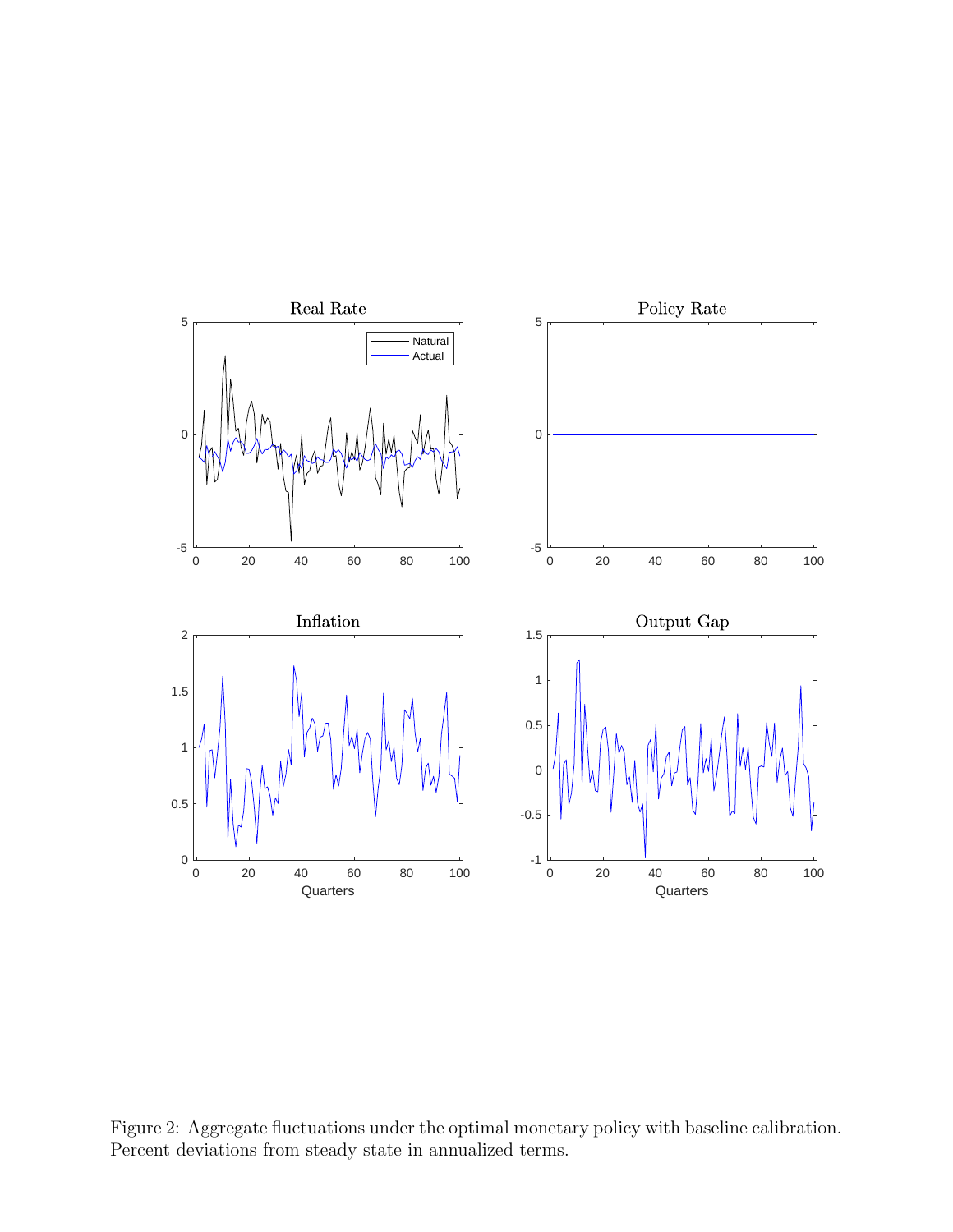Figure 2: Aggregate fluctuations under the optimal monetary policy with baseline calibration. Percent deviations from steady state in annualized terms.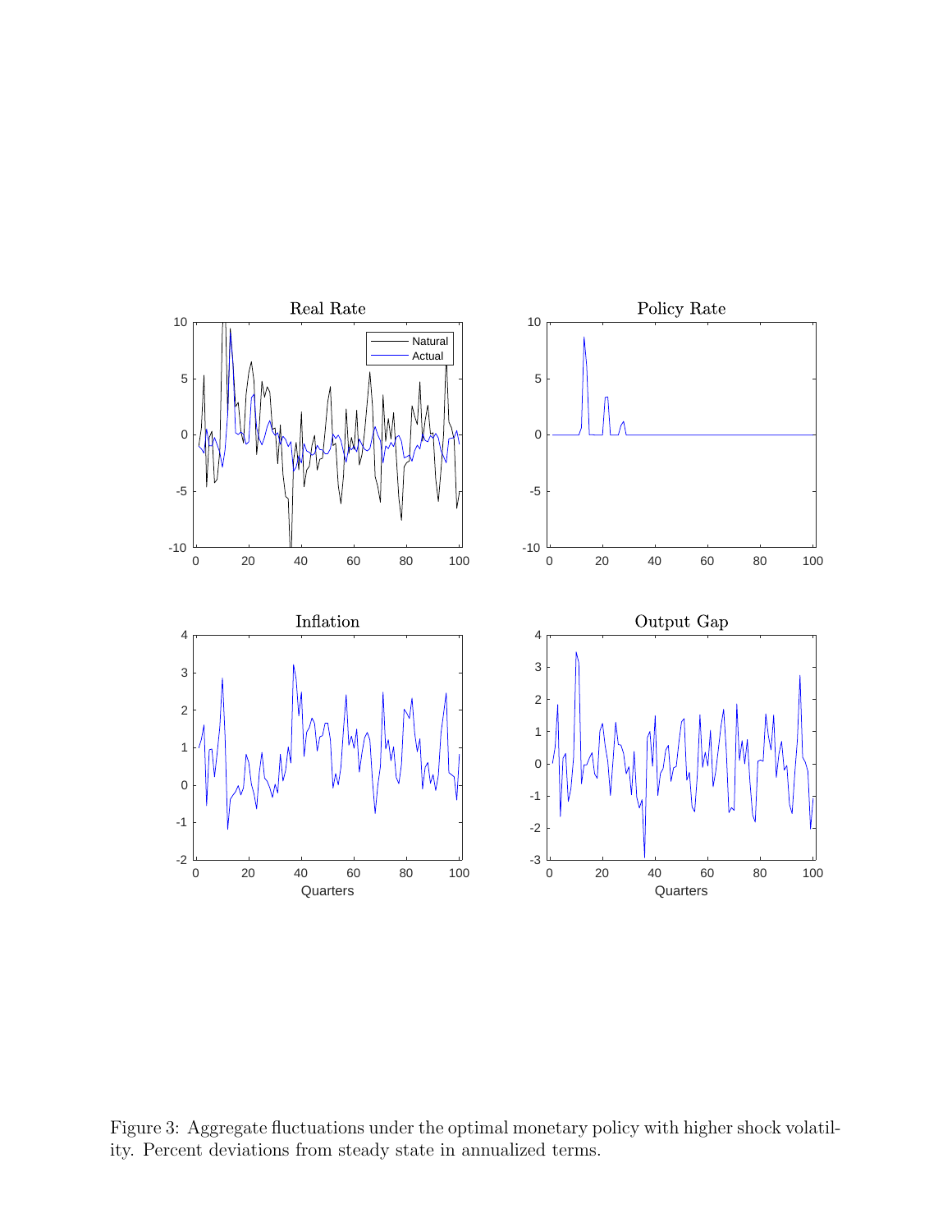Figure 3: Aggregate fluctuations under the optimal monetary policy with higher shock volatility. Percent deviations from steady state in annualized terms.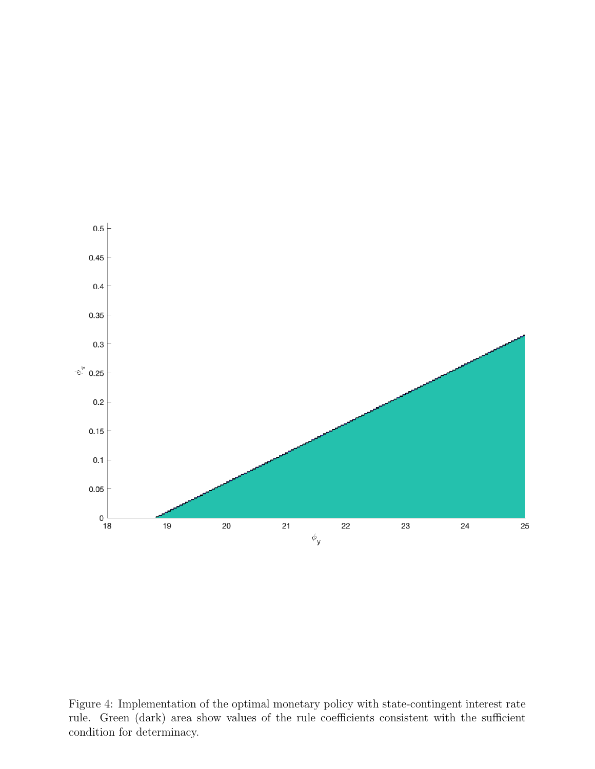0.5
0.45
0.4
0.35
0.3
0.25
0.2
0.15
0.1
0.05
0

$\phi_\pi$

18
19
20
21
22
23
24
25

$\phi_y$

Figure 4: Implementation of the optimal monetary policy with state-contingent interest rate rule. Green (dark) area show values of the rule coefficients consistent with the sufficient condition for determinacy.